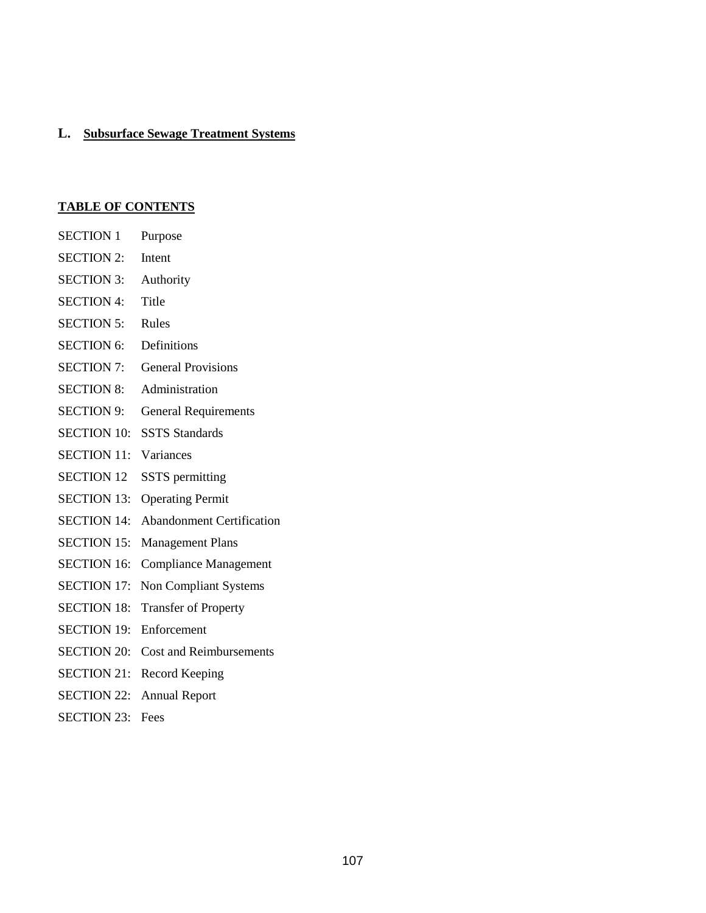## L. Subsurface Sewage Treatment Systems

### TABLE OF CONTENTS

SECTION 1 Purpose

SECTION 2: Intent

SECTION 3: Authority

SECTION 4: Title

SECTION 5: Rules

SECTION 6: Definitions

SECTION 7: General Provisions

SECTION 8: Administration

SECTION 9: General Requirements

SECTION 10: SSTS Standards

SECTION 11: Variances

SECTION 12 SSTS permitting

SECTION 13: Operating Permit

SECTION 14: Abandonment Certification

SECTION 15: Management Plans

SECTION 16: Compliance Management

SECTION 17: Non Compliant Systems

SECTION 18: Transfer of Property

SECTION 19: Enforcement

SECTION 20: Cost and Reimbursements

SECTION 21: Record Keeping

SECTION 22: Annual Report

SECTION 23: Fees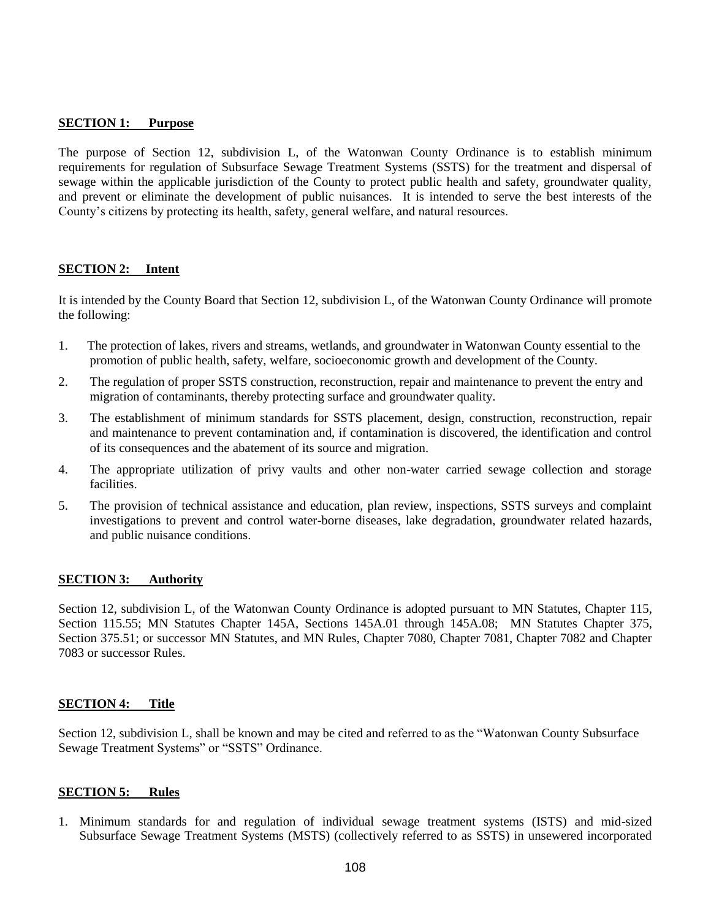## SECTION 1: Purpose

The purpose of Section 12, subdivision L, of the Watonwan County Ordinance is to establish minimum requirements for regulation of Subsurface Sewage Treatment Systems (SSTS) for the treatment and dispersal of sewage within the applicable jurisdiction of the County to protect public health and safety, groundwater quality, and prevent or eliminate the development of public nuisances. It is intended to serve the best interests of the County's citizens by protecting its health, safety, general welfare, and natural resources.

## SECTION 2: Intent

It is intended by the County Board that Section 12, subdivision L, of the Watonwan County Ordinance will promote the following:

1. The protection of lakes, rivers and streams, wetlands, and groundwater in Watonwan County essential to the promotion of public health, safety, welfare, socioeconomic growth and development of the County.
2. The regulation of proper SSTS construction, reconstruction, repair and maintenance to prevent the entry and migration of contaminants, thereby protecting surface and groundwater quality.
3. The establishment of minimum standards for SSTS placement, design, construction, reconstruction, repair and maintenance to prevent contamination and, if contamination is discovered, the identification and control of its consequences and the abatement of its source and migration.
4. The appropriate utilization of privy vaults and other non-water carried sewage collection and storage facilities.
5. The provision of technical assistance and education, plan review, inspections, SSTS surveys and complaint investigations to prevent and control water-borne diseases, lake degradation, groundwater related hazards, and public nuisance conditions.

## SECTION 3: Authority

Section 12, subdivision L, of the Watonwan County Ordinance is adopted pursuant to MN Statutes, Chapter 115, Section 115.55; MN Statutes Chapter 145A, Sections 145A.01 through 145A.08; MN Statutes Chapter 375, Section 375.51; or successor MN Statutes, and MN Rules, Chapter 7080, Chapter 7081, Chapter 7082 and Chapter 7083 or successor Rules.

## SECTION 4: Title

Section 12, subdivision L, shall be known and may be cited and referred to as the "Watonwan County Subsurface Sewage Treatment Systems" or "SSTS" Ordinance.

## SECTION 5: Rules

1. Minimum standards for and regulation of individual sewage treatment systems (ISTS) and mid-sized Subsurface Sewage Treatment Systems (MSTS) (collectively referred to as SSTS) in unsewered incorporated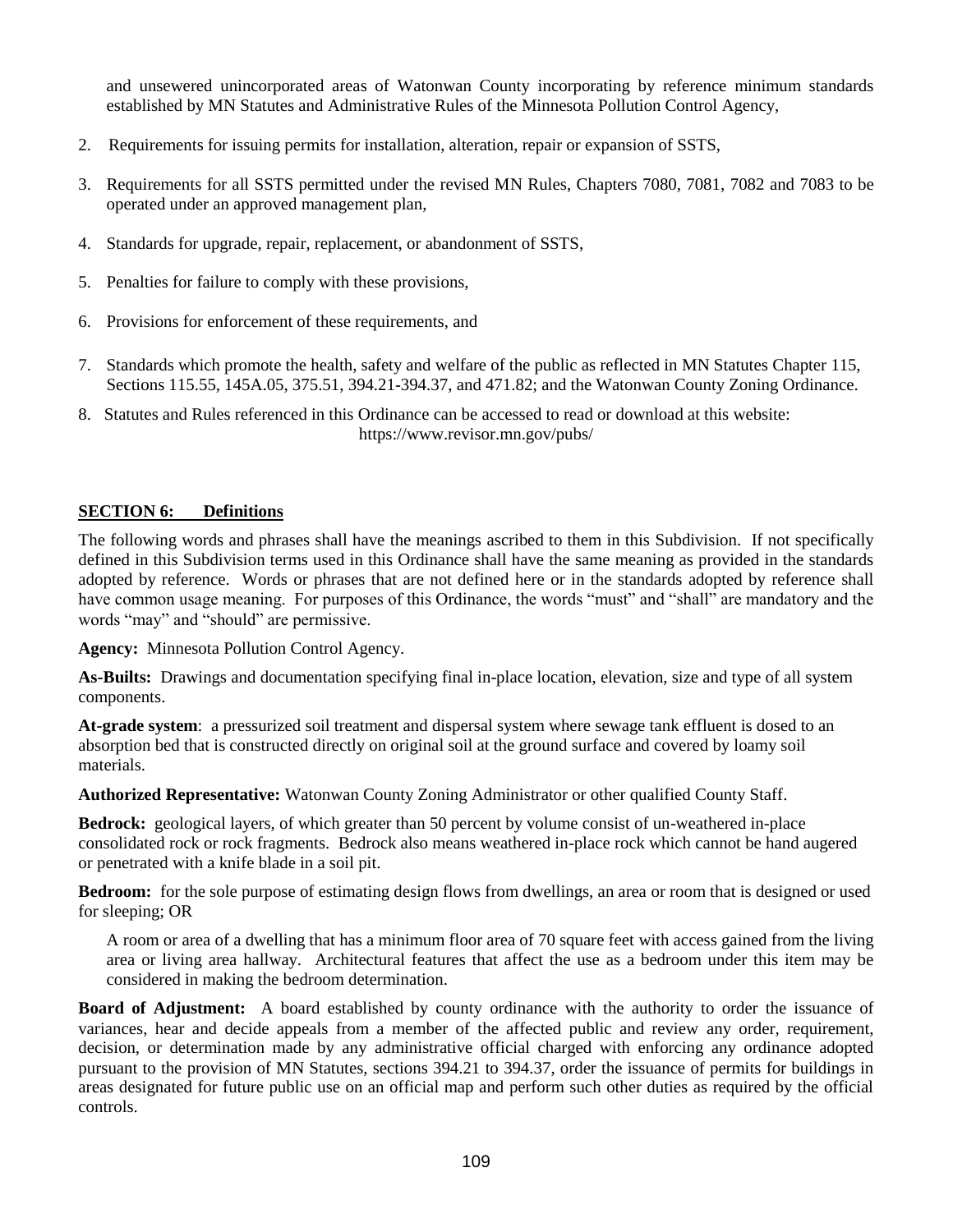and unsewered unincorporated areas of Watonwan County incorporating by reference minimum standards established by MN Statutes and Administrative Rules of the Minnesota Pollution Control Agency,

2. Requirements for issuing permits for installation, alteration, repair or expansion of SSTS,

3. Requirements for all SSTS permitted under the revised MN Rules, Chapters 7080, 7081, 7082 and 7083 to be operated under an approved management plan,

4. Standards for upgrade, repair, replacement, or abandonment of SSTS,

5. Penalties for failure to comply with these provisions,

6. Provisions for enforcement of these requirements, and

7. Standards which promote the health, safety and welfare of the public as reflected in MN Statutes Chapter 115, Sections 115.55, 145A.05, 375.51, 394.21-394.37, and 471.82; and the Watonwan County Zoning Ordinance.

8. Statutes and Rules referenced in this Ordinance can be accessed to read or download at this website: https://www.revisor.mn.gov/pubs/

## SECTION 6: Definitions

The following words and phrases shall have the meanings ascribed to them in this Subdivision. If not specifically defined in this Subdivision terms used in this Ordinance shall have the same meaning as provided in the standards adopted by reference. Words or phrases that are not defined here or in the standards adopted by reference shall have common usage meaning. For purposes of this Ordinance, the words "must" and "shall" are mandatory and the words "may" and "should" are permissive.

**Agency:** Minnesota Pollution Control Agency.

**As-Builts:** Drawings and documentation specifying final in-place location, elevation, size and type of all system components.

**At-grade system**: a pressurized soil treatment and dispersal system where sewage tank effluent is dosed to an absorption bed that is constructed directly on original soil at the ground surface and covered by loamy soil materials.

**Authorized Representative:** Watonwan County Zoning Administrator or other qualified County Staff.

**Bedrock:** geological layers, of which greater than 50 percent by volume consist of un-weathered in-place consolidated rock or rock fragments. Bedrock also means weathered in-place rock which cannot be hand augered or penetrated with a knife blade in a soil pit.

**Bedroom:** for the sole purpose of estimating design flows from dwellings, an area or room that is designed or used for sleeping; OR

A room or area of a dwelling that has a minimum floor area of 70 square feet with access gained from the living area or living area hallway. Architectural features that affect the use as a bedroom under this item may be considered in making the bedroom determination.

**Board of Adjustment:** A board established by county ordinance with the authority to order the issuance of variances, hear and decide appeals from a member of the affected public and review any order, requirement, decision, or determination made by any administrative official charged with enforcing any ordinance adopted pursuant to the provision of MN Statutes, sections 394.21 to 394.37, order the issuance of permits for buildings in areas designated for future public use on an official map and perform such other duties as required by the official controls.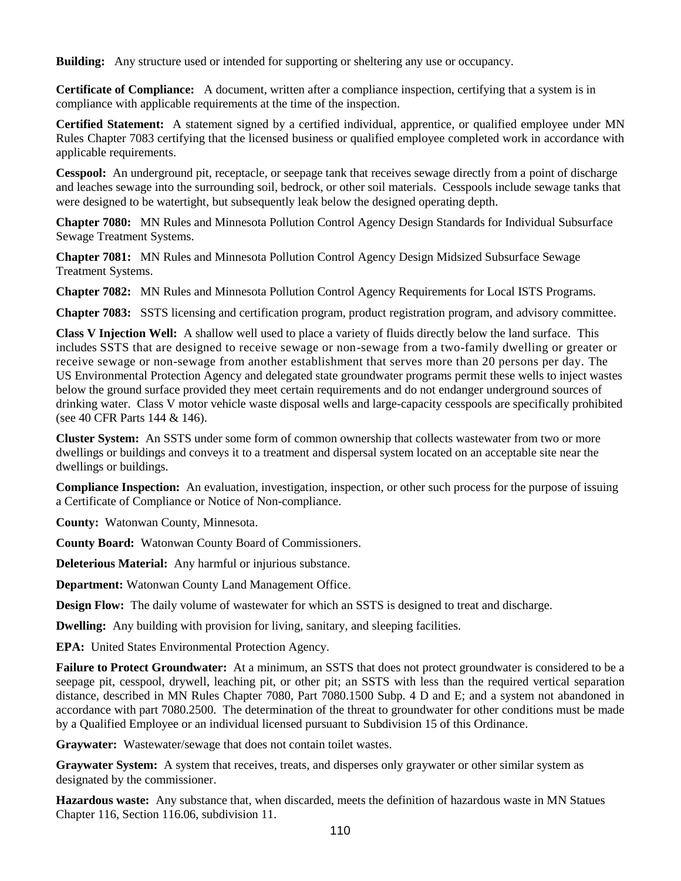**Building:** Any structure used or intended for supporting or sheltering any use or occupancy.

**Certificate of Compliance:** A document, written after a compliance inspection, certifying that a system is in compliance with applicable requirements at the time of the inspection.

**Certified Statement:** A statement signed by a certified individual, apprentice, or qualified employee under MN Rules Chapter 7083 certifying that the licensed business or qualified employee completed work in accordance with applicable requirements.

**Cesspool:** An underground pit, receptacle, or seepage tank that receives sewage directly from a point of discharge and leaches sewage into the surrounding soil, bedrock, or other soil materials. Cesspools include sewage tanks that were designed to be watertight, but subsequently leak below the designed operating depth.

**Chapter 7080:** MN Rules and Minnesota Pollution Control Agency Design Standards for Individual Subsurface Sewage Treatment Systems.

**Chapter 7081:** MN Rules and Minnesota Pollution Control Agency Design Midsized Subsurface Sewage Treatment Systems.

**Chapter 7082:** MN Rules and Minnesota Pollution Control Agency Requirements for Local ISTS Programs.

**Chapter 7083:** SSTS licensing and certification program, product registration program, and advisory committee.

**Class V Injection Well:** A shallow well used to place a variety of fluids directly below the land surface. This includes SSTS that are designed to receive sewage or non-sewage from a two-family dwelling or greater or receive sewage or non-sewage from another establishment that serves more than 20 persons per day. The US Environmental Protection Agency and delegated state groundwater programs permit these wells to inject wastes below the ground surface provided they meet certain requirements and do not endanger underground sources of drinking water. Class V motor vehicle waste disposal wells and large-capacity cesspools are specifically prohibited (see 40 CFR Parts 144 & 146).

**Cluster System:** An SSTS under some form of common ownership that collects wastewater from two or more dwellings or buildings and conveys it to a treatment and dispersal system located on an acceptable site near the dwellings or buildings.

**Compliance Inspection:** An evaluation, investigation, inspection, or other such process for the purpose of issuing a Certificate of Compliance or Notice of Non-compliance.

**County:** Watonwan County, Minnesota.

**County Board:** Watonwan County Board of Commissioners.

**Deleterious Material:** Any harmful or injurious substance.

**Department:** Watonwan County Land Management Office.

**Design Flow:** The daily volume of wastewater for which an SSTS is designed to treat and discharge.

**Dwelling:** Any building with provision for living, sanitary, and sleeping facilities.

**EPA:** United States Environmental Protection Agency.

**Failure to Protect Groundwater:** At a minimum, an SSTS that does not protect groundwater is considered to be a seepage pit, cesspool, drywell, leaching pit, or other pit; an SSTS with less than the required vertical separation distance, described in MN Rules Chapter 7080, Part 7080.1500 Subp. 4 D and E; and a system not abandoned in accordance with part 7080.2500. The determination of the threat to groundwater for other conditions must be made by a Qualified Employee or an individual licensed pursuant to Subdivision 15 of this Ordinance.

**Graywater:** Wastewater/sewage that does not contain toilet wastes.

**Graywater System:** A system that receives, treats, and disperses only graywater or other similar system as designated by the commissioner.

**Hazardous waste:** Any substance that, when discarded, meets the definition of hazardous waste in MN Statues Chapter 116, Section 116.06, subdivision 11.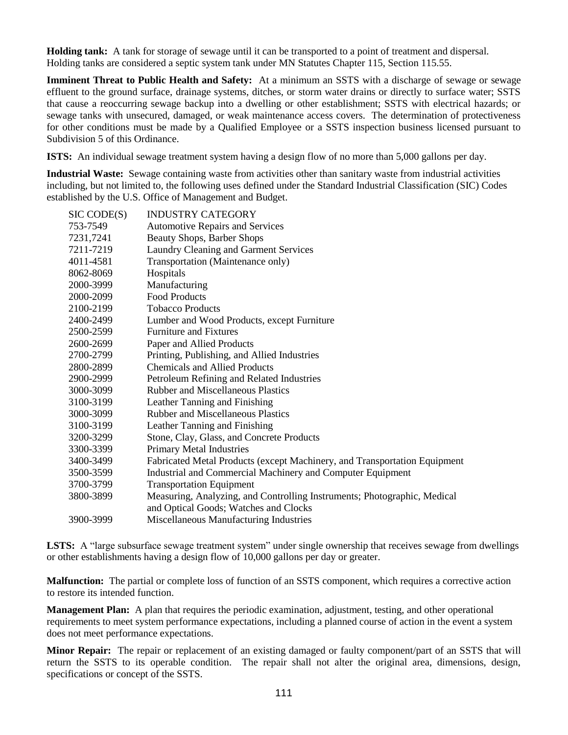**Holding tank:** A tank for storage of sewage until it can be transported to a point of treatment and dispersal. Holding tanks are considered a septic system tank under MN Statutes Chapter 115, Section 115.55.

**Imminent Threat to Public Health and Safety:** At a minimum an SSTS with a discharge of sewage or sewage effluent to the ground surface, drainage systems, ditches, or storm water drains or directly to surface water; SSTS that cause a reoccurring sewage backup into a dwelling or other establishment; SSTS with electrical hazards; or sewage tanks with unsecured, damaged, or weak maintenance access covers. The determination of protectiveness for other conditions must be made by a Qualified Employee or a SSTS inspection business licensed pursuant to Subdivision 5 of this Ordinance.

**ISTS:** An individual sewage treatment system having a design flow of no more than 5,000 gallons per day.

**Industrial Waste:** Sewage containing waste from activities other than sanitary waste from industrial activities including, but not limited to, the following uses defined under the Standard Industrial Classification (SIC) Codes established by the U.S. Office of Management and Budget.

| SIC CODE(S) | INDUSTRY CATEGORY |
|---|---|
| 753-7549 | Automotive Repairs and Services |
| 7231,7241 | Beauty Shops, Barber Shops |
| 7211-7219 | Laundry Cleaning and Garment Services |
| 4011-4581 | Transportation (Maintenance only) |
| 8062-8069 | Hospitals |
| 2000-3999 | Manufacturing |
| 2000-2099 | Food Products |
| 2100-2199 | Tobacco Products |
| 2400-2499 | Lumber and Wood Products, except Furniture |
| 2500-2599 | Furniture and Fixtures |
| 2600-2699 | Paper and Allied Products |
| 2700-2799 | Printing, Publishing, and Allied Industries |
| 2800-2899 | Chemicals and Allied Products |
| 2900-2999 | Petroleum Refining and Related Industries |
| 3000-3099 | Rubber and Miscellaneous Plastics |
| 3100-3199 | Leather Tanning and Finishing |
| 3000-3099 | Rubber and Miscellaneous Plastics |
| 3100-3199 | Leather Tanning and Finishing |
| 3200-3299 | Stone, Clay, Glass, and Concrete Products |
| 3300-3399 | Primary Metal Industries |
| 3400-3499 | Fabricated Metal Products (except Machinery, and Transportation Equipment |
| 3500-3599 | Industrial and Commercial Machinery and Computer Equipment |
| 3700-3799 | Transportation Equipment |
| 3800-3899 | Measuring, Analyzing, and Controlling Instruments; Photographic, Medical and Optical Goods; Watches and Clocks |
| 3900-3999 | Miscellaneous Manufacturing Industries |

**LSTS:** A "large subsurface sewage treatment system" under single ownership that receives sewage from dwellings or other establishments having a design flow of 10,000 gallons per day or greater.

**Malfunction:** The partial or complete loss of function of an SSTS component, which requires a corrective action to restore its intended function.

**Management Plan:** A plan that requires the periodic examination, adjustment, testing, and other operational requirements to meet system performance expectations, including a planned course of action in the event a system does not meet performance expectations.

**Minor Repair:** The repair or replacement of an existing damaged or faulty component/part of an SSTS that will return the SSTS to its operable condition. The repair shall not alter the original area, dimensions, design, specifications or concept of the SSTS.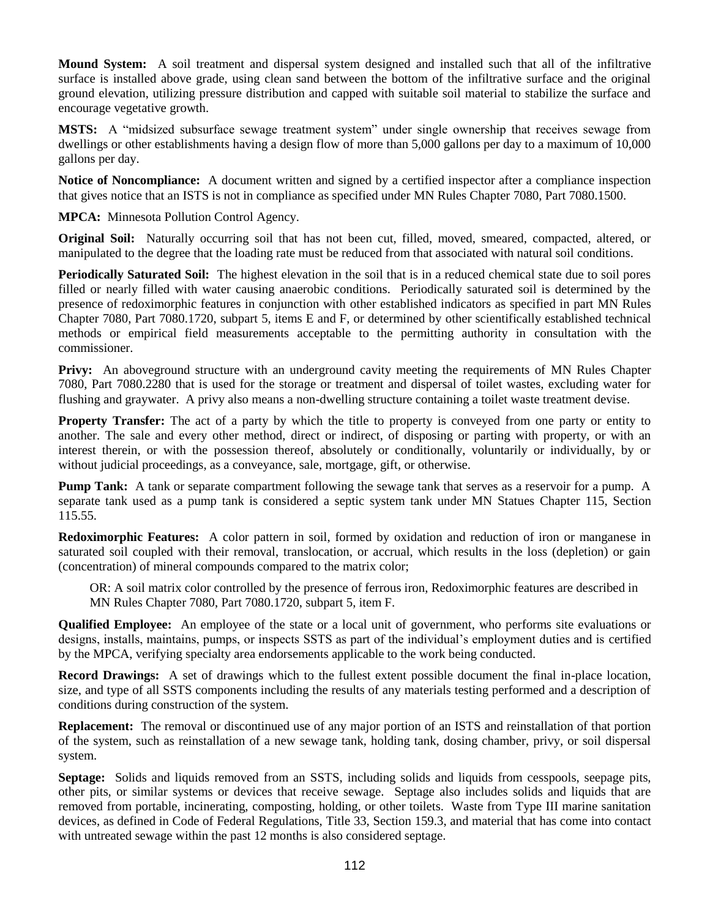**Mound System:** A soil treatment and dispersal system designed and installed such that all of the infiltrative surface is installed above grade, using clean sand between the bottom of the infiltrative surface and the original ground elevation, utilizing pressure distribution and capped with suitable soil material to stabilize the surface and encourage vegetative growth.

**MSTS:** A "midsized subsurface sewage treatment system" under single ownership that receives sewage from dwellings or other establishments having a design flow of more than 5,000 gallons per day to a maximum of 10,000 gallons per day.

**Notice of Noncompliance:** A document written and signed by a certified inspector after a compliance inspection that gives notice that an ISTS is not in compliance as specified under MN Rules Chapter 7080, Part 7080.1500.

**MPCA:** Minnesota Pollution Control Agency.

**Original Soil:** Naturally occurring soil that has not been cut, filled, moved, smeared, compacted, altered, or manipulated to the degree that the loading rate must be reduced from that associated with natural soil conditions.

**Periodically Saturated Soil:** The highest elevation in the soil that is in a reduced chemical state due to soil pores filled or nearly filled with water causing anaerobic conditions. Periodically saturated soil is determined by the presence of redoximorphic features in conjunction with other established indicators as specified in part MN Rules Chapter 7080, Part 7080.1720, subpart 5, items E and F, or determined by other scientifically established technical methods or empirical field measurements acceptable to the permitting authority in consultation with the commissioner.

**Privy:** An aboveground structure with an underground cavity meeting the requirements of MN Rules Chapter 7080, Part 7080.2280 that is used for the storage or treatment and dispersal of toilet wastes, excluding water for flushing and graywater. A privy also means a non-dwelling structure containing a toilet waste treatment devise.

**Property Transfer:** The act of a party by which the title to property is conveyed from one party or entity to another. The sale and every other method, direct or indirect, of disposing or parting with property, or with an interest therein, or with the possession thereof, absolutely or conditionally, voluntarily or individually, by or without judicial proceedings, as a conveyance, sale, mortgage, gift, or otherwise.

**Pump Tank:** A tank or separate compartment following the sewage tank that serves as a reservoir for a pump. A separate tank used as a pump tank is considered a septic system tank under MN Statues Chapter 115, Section 115.55.

**Redoximorphic Features:** A color pattern in soil, formed by oxidation and reduction of iron or manganese in saturated soil coupled with their removal, translocation, or accrual, which results in the loss (depletion) or gain (concentration) of mineral compounds compared to the matrix color;

OR: A soil matrix color controlled by the presence of ferrous iron, Redoximorphic features are described in MN Rules Chapter 7080, Part 7080.1720, subpart 5, item F.

**Qualified Employee:** An employee of the state or a local unit of government, who performs site evaluations or designs, installs, maintains, pumps, or inspects SSTS as part of the individual's employment duties and is certified by the MPCA, verifying specialty area endorsements applicable to the work being conducted.

**Record Drawings:** A set of drawings which to the fullest extent possible document the final in-place location, size, and type of all SSTS components including the results of any materials testing performed and a description of conditions during construction of the system.

**Replacement:** The removal or discontinued use of any major portion of an ISTS and reinstallation of that portion of the system, such as reinstallation of a new sewage tank, holding tank, dosing chamber, privy, or soil dispersal system.

**Septage:** Solids and liquids removed from an SSTS, including solids and liquids from cesspools, seepage pits, other pits, or similar systems or devices that receive sewage. Septage also includes solids and liquids that are removed from portable, incinerating, composting, holding, or other toilets. Waste from Type III marine sanitation devices, as defined in Code of Federal Regulations, Title 33, Section 159.3, and material that has come into contact with untreated sewage within the past 12 months is also considered septage.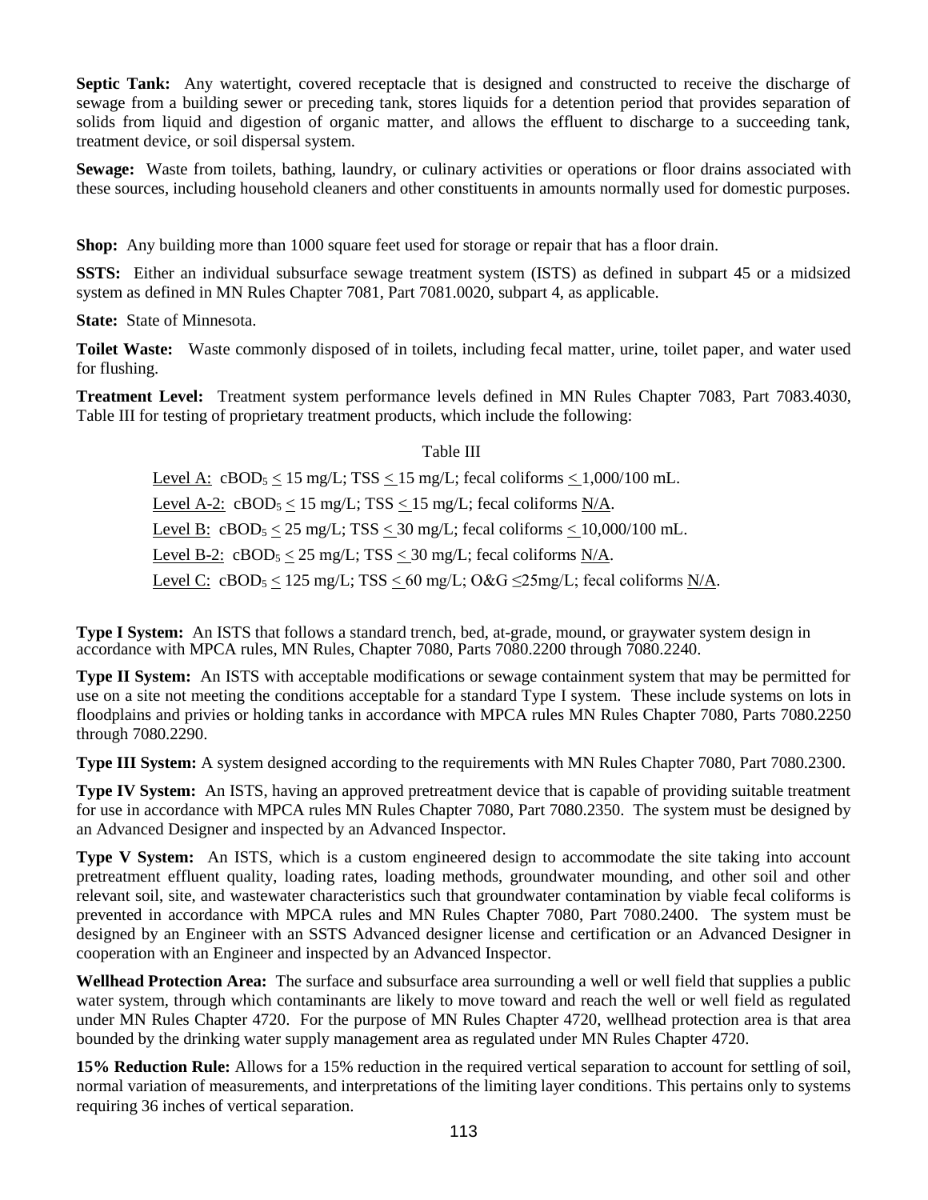**Septic Tank:** Any watertight, covered receptacle that is designed and constructed to receive the discharge of sewage from a building sewer or preceding tank, stores liquids for a detention period that provides separation of solids from liquid and digestion of organic matter, and allows the effluent to discharge to a succeeding tank, treatment device, or soil dispersal system.

**Sewage:** Waste from toilets, bathing, laundry, or culinary activities or operations or floor drains associated with these sources, including household cleaners and other constituents in amounts normally used for domestic purposes.

**Shop:** Any building more than 1000 square feet used for storage or repair that has a floor drain.

**SSTS:** Either an individual subsurface sewage treatment system (ISTS) as defined in subpart 45 or a midsized system as defined in MN Rules Chapter 7081, Part 7081.0020, subpart 4, as applicable.

**State:** State of Minnesota.

**Toilet Waste:** Waste commonly disposed of in toilets, including fecal matter, urine, toilet paper, and water used for flushing.

**Treatment Level:** Treatment system performance levels defined in MN Rules Chapter 7083, Part 7083.4030, Table III for testing of proprietary treatment products, which include the following:

Table III

Level A: $cBOD_5 \leq$ 15 mg/L; TSS $\leq$ 15 mg/L; fecal coliforms $\leq$ 1,000/100 mL.

Level A-2: $cBOD_5 \leq$ 15 mg/L; TSS $\leq$ 15 mg/L; fecal coliforms N/A.

Level B: $cBOD_5 \leq$ 25 mg/L; TSS $\leq$ 30 mg/L; fecal coliforms $\leq$ 10,000/100 mL.

Level B-2: $cBOD_5 \leq$ 25 mg/L; TSS $\leq$ 30 mg/L; fecal coliforms N/A.

Level C: $cBOD_5 \leq$ 125 mg/L; TSS $\leq$ 60 mg/L; O&G $\leq$25mg/L; fecal coliforms N/A.

**Type I System:** An ISTS that follows a standard trench, bed, at-grade, mound, or graywater system design in accordance with MPCA rules, MN Rules, Chapter 7080, Parts 7080.2200 through 7080.2240.

**Type II System:** An ISTS with acceptable modifications or sewage containment system that may be permitted for use on a site not meeting the conditions acceptable for a standard Type I system. These include systems on lots in floodplains and privies or holding tanks in accordance with MPCA rules MN Rules Chapter 7080, Parts 7080.2250 through 7080.2290.

**Type III System:** A system designed according to the requirements with MN Rules Chapter 7080, Part 7080.2300.

**Type IV System:** An ISTS, having an approved pretreatment device that is capable of providing suitable treatment for use in accordance with MPCA rules MN Rules Chapter 7080, Part 7080.2350. The system must be designed by an Advanced Designer and inspected by an Advanced Inspector.

**Type V System:** An ISTS, which is a custom engineered design to accommodate the site taking into account pretreatment effluent quality, loading rates, loading methods, groundwater mounding, and other soil and other relevant soil, site, and wastewater characteristics such that groundwater contamination by viable fecal coliforms is prevented in accordance with MPCA rules and MN Rules Chapter 7080, Part 7080.2400. The system must be designed by an Engineer with an SSTS Advanced designer license and certification or an Advanced Designer in cooperation with an Engineer and inspected by an Advanced Inspector.

**Wellhead Protection Area:** The surface and subsurface area surrounding a well or well field that supplies a public water system, through which contaminants are likely to move toward and reach the well or well field as regulated under MN Rules Chapter 4720. For the purpose of MN Rules Chapter 4720, wellhead protection area is that area bounded by the drinking water supply management area as regulated under MN Rules Chapter 4720.

**15% Reduction Rule:** Allows for a 15% reduction in the required vertical separation to account for settling of soil, normal variation of measurements, and interpretations of the limiting layer conditions. This pertains only to systems requiring 36 inches of vertical separation.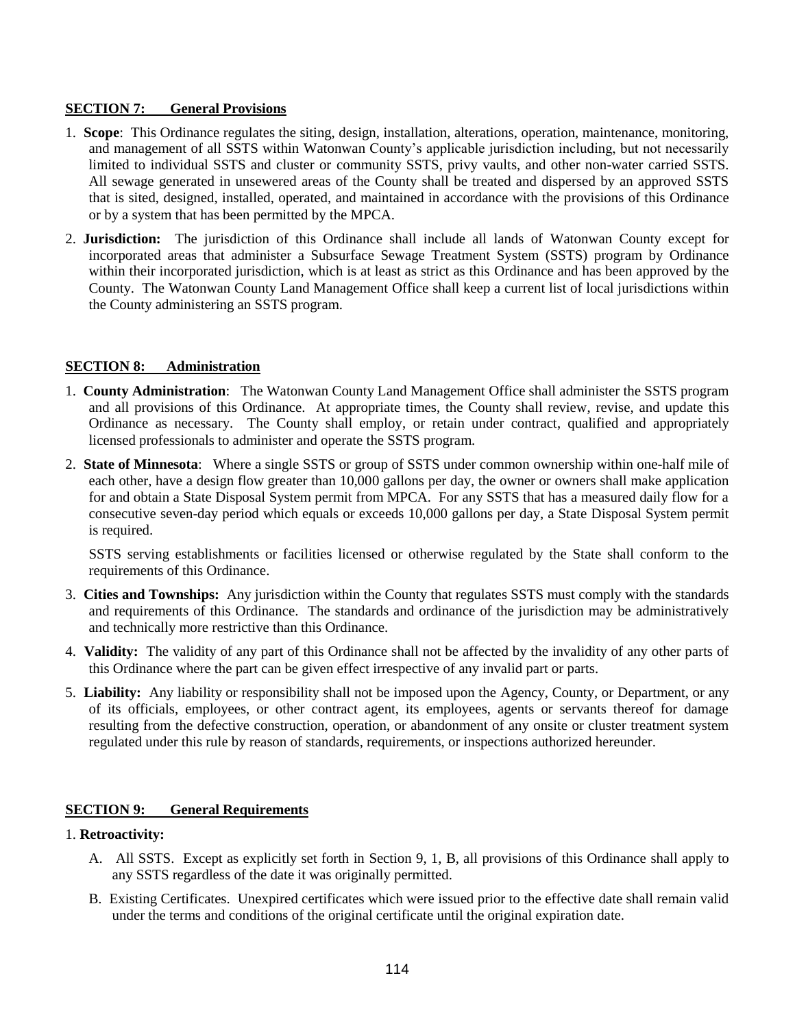## SECTION 7: General Provisions

1. **Scope**: This Ordinance regulates the siting, design, installation, alterations, operation, maintenance, monitoring, and management of all SSTS within Watonwan County's applicable jurisdiction including, but not necessarily limited to individual SSTS and cluster or community SSTS, privy vaults, and other non-water carried SSTS. All sewage generated in unsewered areas of the County shall be treated and dispersed by an approved SSTS that is sited, designed, installed, operated, and maintained in accordance with the provisions of this Ordinance or by a system that has been permitted by the MPCA.
2. **Jurisdiction:** The jurisdiction of this Ordinance shall include all lands of Watonwan County except for incorporated areas that administer a Subsurface Sewage Treatment System (SSTS) program by Ordinance within their incorporated jurisdiction, which is at least as strict as this Ordinance and has been approved by the County. The Watonwan County Land Management Office shall keep a current list of local jurisdictions within the County administering an SSTS program.

## SECTION 8: Administration

1. **County Administration**: The Watonwan County Land Management Office shall administer the SSTS program and all provisions of this Ordinance. At appropriate times, the County shall review, revise, and update this Ordinance as necessary. The County shall employ, or retain under contract, qualified and appropriately licensed professionals to administer and operate the SSTS program.
2. **State of Minnesota**: Where a single SSTS or group of SSTS under common ownership within one-half mile of each other, have a design flow greater than 10,000 gallons per day, the owner or owners shall make application for and obtain a State Disposal System permit from MPCA. For any SSTS that has a measured daily flow for a consecutive seven-day period which equals or exceeds 10,000 gallons per day, a State Disposal System permit is required.

   SSTS serving establishments or facilities licensed or otherwise regulated by the State shall conform to the requirements of this Ordinance.
3. **Cities and Townships:** Any jurisdiction within the County that regulates SSTS must comply with the standards and requirements of this Ordinance. The standards and ordinance of the jurisdiction may be administratively and technically more restrictive than this Ordinance.
4. **Validity:** The validity of any part of this Ordinance shall not be affected by the invalidity of any other parts of this Ordinance where the part can be given effect irrespective of any invalid part or parts.
5. **Liability:** Any liability or responsibility shall not be imposed upon the Agency, County, or Department, or any of its officials, employees, or other contract agent, its employees, agents or servants thereof for damage resulting from the defective construction, operation, or abandonment of any onsite or cluster treatment system regulated under this rule by reason of standards, requirements, or inspections authorized hereunder.

## SECTION 9: General Requirements

1. **Retroactivity:**

   A. All SSTS. Except as explicitly set forth in Section 9, 1, B, all provisions of this Ordinance shall apply to any SSTS regardless of the date it was originally permitted.

   B. Existing Certificates. Unexpired certificates which were issued prior to the effective date shall remain valid under the terms and conditions of the original certificate until the original expiration date.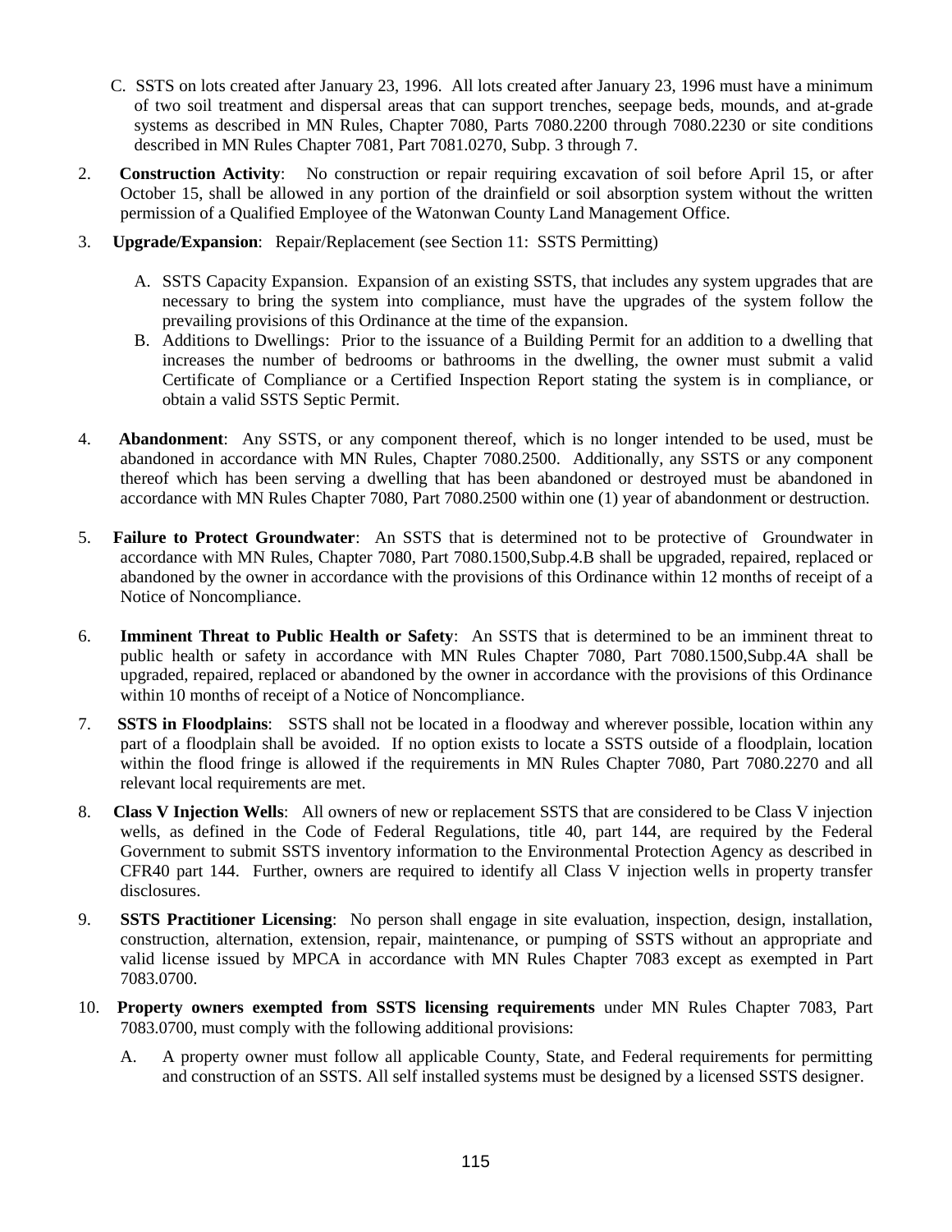C. SSTS on lots created after January 23, 1996. All lots created after January 23, 1996 must have a minimum of two soil treatment and dispersal areas that can support trenches, seepage beds, mounds, and at-grade systems as described in MN Rules, Chapter 7080, Parts 7080.2200 through 7080.2230 or site conditions described in MN Rules Chapter 7081, Part 7081.0270, Subp. 3 through 7.

2. **Construction Activity**: No construction or repair requiring excavation of soil before April 15, or after October 15, shall be allowed in any portion of the drainfield or soil absorption system without the written permission of a Qualified Employee of the Watonwan County Land Management Office.

3. **Upgrade/Expansion**: Repair/Replacement (see Section 11: SSTS Permitting)

   A. SSTS Capacity Expansion. Expansion of an existing SSTS, that includes any system upgrades that are necessary to bring the system into compliance, must have the upgrades of the system follow the prevailing provisions of this Ordinance at the time of the expansion.

   B. Additions to Dwellings: Prior to the issuance of a Building Permit for an addition to a dwelling that increases the number of bedrooms or bathrooms in the dwelling, the owner must submit a valid Certificate of Compliance or a Certified Inspection Report stating the system is in compliance, or obtain a valid SSTS Septic Permit.

4. **Abandonment**: Any SSTS, or any component thereof, which is no longer intended to be used, must be abandoned in accordance with MN Rules, Chapter 7080.2500. Additionally, any SSTS or any component thereof which has been serving a dwelling that has been abandoned or destroyed must be abandoned in accordance with MN Rules Chapter 7080, Part 7080.2500 within one (1) year of abandonment or destruction.

5. **Failure to Protect Groundwater**: An SSTS that is determined not to be protective of Groundwater in accordance with MN Rules, Chapter 7080, Part 7080.1500,Subp.4.B shall be upgraded, repaired, replaced or abandoned by the owner in accordance with the provisions of this Ordinance within 12 months of receipt of a Notice of Noncompliance.

6. **Imminent Threat to Public Health or Safety**: An SSTS that is determined to be an imminent threat to public health or safety in accordance with MN Rules Chapter 7080, Part 7080.1500,Subp.4A shall be upgraded, repaired, replaced or abandoned by the owner in accordance with the provisions of this Ordinance within 10 months of receipt of a Notice of Noncompliance.

7. **SSTS in Floodplains**: SSTS shall not be located in a floodway and wherever possible, location within any part of a floodplain shall be avoided. If no option exists to locate a SSTS outside of a floodplain, location within the flood fringe is allowed if the requirements in MN Rules Chapter 7080, Part 7080.2270 and all relevant local requirements are met.

8. **Class V Injection Wells**: All owners of new or replacement SSTS that are considered to be Class V injection wells, as defined in the Code of Federal Regulations, title 40, part 144, are required by the Federal Government to submit SSTS inventory information to the Environmental Protection Agency as described in CFR40 part 144. Further, owners are required to identify all Class V injection wells in property transfer disclosures.

9. **SSTS Practitioner Licensing**: No person shall engage in site evaluation, inspection, design, installation, construction, alternation, extension, repair, maintenance, or pumping of SSTS without an appropriate and valid license issued by MPCA in accordance with MN Rules Chapter 7083 except as exempted in Part 7083.0700.

10. **Property owners exempted from SSTS licensing requirements** under MN Rules Chapter 7083, Part 7083.0700, must comply with the following additional provisions:

    A. A property owner must follow all applicable County, State, and Federal requirements for permitting and construction of an SSTS. All self installed systems must be designed by a licensed SSTS designer.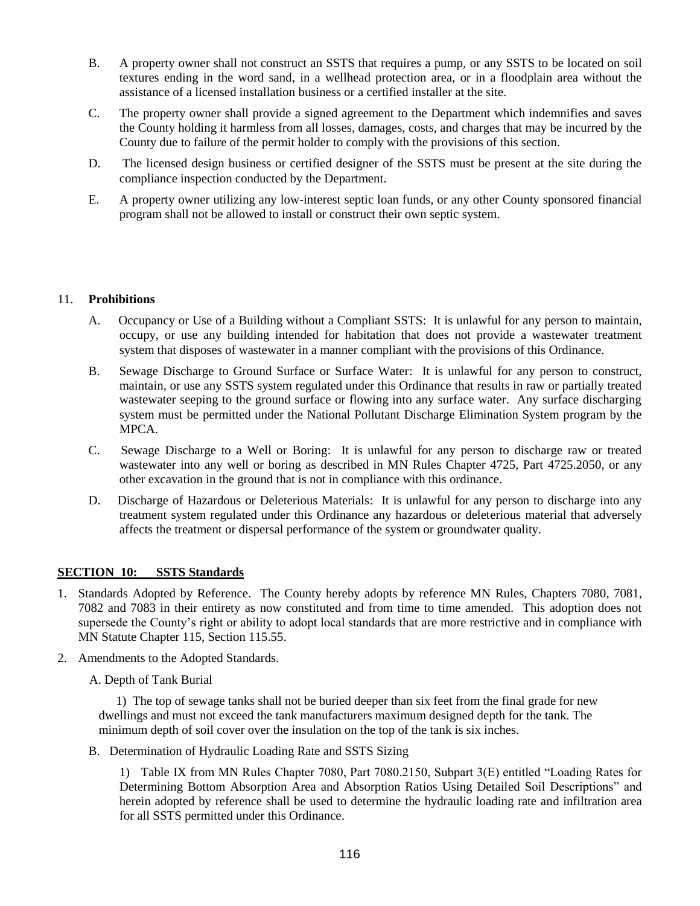B. A property owner shall not construct an SSTS that requires a pump, or any SSTS to be located on soil textures ending in the word sand, in a wellhead protection area, or in a floodplain area without the assistance of a licensed installation business or a certified installer at the site.

C. The property owner shall provide a signed agreement to the Department which indemnifies and saves the County holding it harmless from all losses, damages, costs, and charges that may be incurred by the County due to failure of the permit holder to comply with the provisions of this section.

D. The licensed design business or certified designer of the SSTS must be present at the site during the compliance inspection conducted by the Department.

E. A property owner utilizing any low-interest septic loan funds, or any other County sponsored financial program shall not be allowed to install or construct their own septic system.

11. **Prohibitions**

A. Occupancy or Use of a Building without a Compliant SSTS: It is unlawful for any person to maintain, occupy, or use any building intended for habitation that does not provide a wastewater treatment system that disposes of wastewater in a manner compliant with the provisions of this Ordinance.

B. Sewage Discharge to Ground Surface or Surface Water: It is unlawful for any person to construct, maintain, or use any SSTS system regulated under this Ordinance that results in raw or partially treated wastewater seeping to the ground surface or flowing into any surface water. Any surface discharging system must be permitted under the National Pollutant Discharge Elimination System program by the MPCA.

C. Sewage Discharge to a Well or Boring: It is unlawful for any person to discharge raw or treated wastewater into any well or boring as described in MN Rules Chapter 4725, Part 4725.2050, or any other excavation in the ground that is not in compliance with this ordinance.

D. Discharge of Hazardous or Deleterious Materials: It is unlawful for any person to discharge into any treatment system regulated under this Ordinance any hazardous or deleterious material that adversely affects the treatment or dispersal performance of the system or groundwater quality.

## SECTION 10: SSTS Standards

1. Standards Adopted by Reference. The County hereby adopts by reference MN Rules, Chapters 7080, 7081, 7082 and 7083 in their entirety as now constituted and from time to time amended. This adoption does not supersede the County's right or ability to adopt local standards that are more restrictive and in compliance with MN Statute Chapter 115, Section 115.55.

2. Amendments to the Adopted Standards.

A. Depth of Tank Burial

1) The top of sewage tanks shall not be buried deeper than six feet from the final grade for new dwellings and must not exceed the tank manufacturers maximum designed depth for the tank. The minimum depth of soil cover over the insulation on the top of the tank is six inches.

B. Determination of Hydraulic Loading Rate and SSTS Sizing

1) Table IX from MN Rules Chapter 7080, Part 7080.2150, Subpart 3(E) entitled "Loading Rates for Determining Bottom Absorption Area and Absorption Ratios Using Detailed Soil Descriptions" and herein adopted by reference shall be used to determine the hydraulic loading rate and infiltration area for all SSTS permitted under this Ordinance.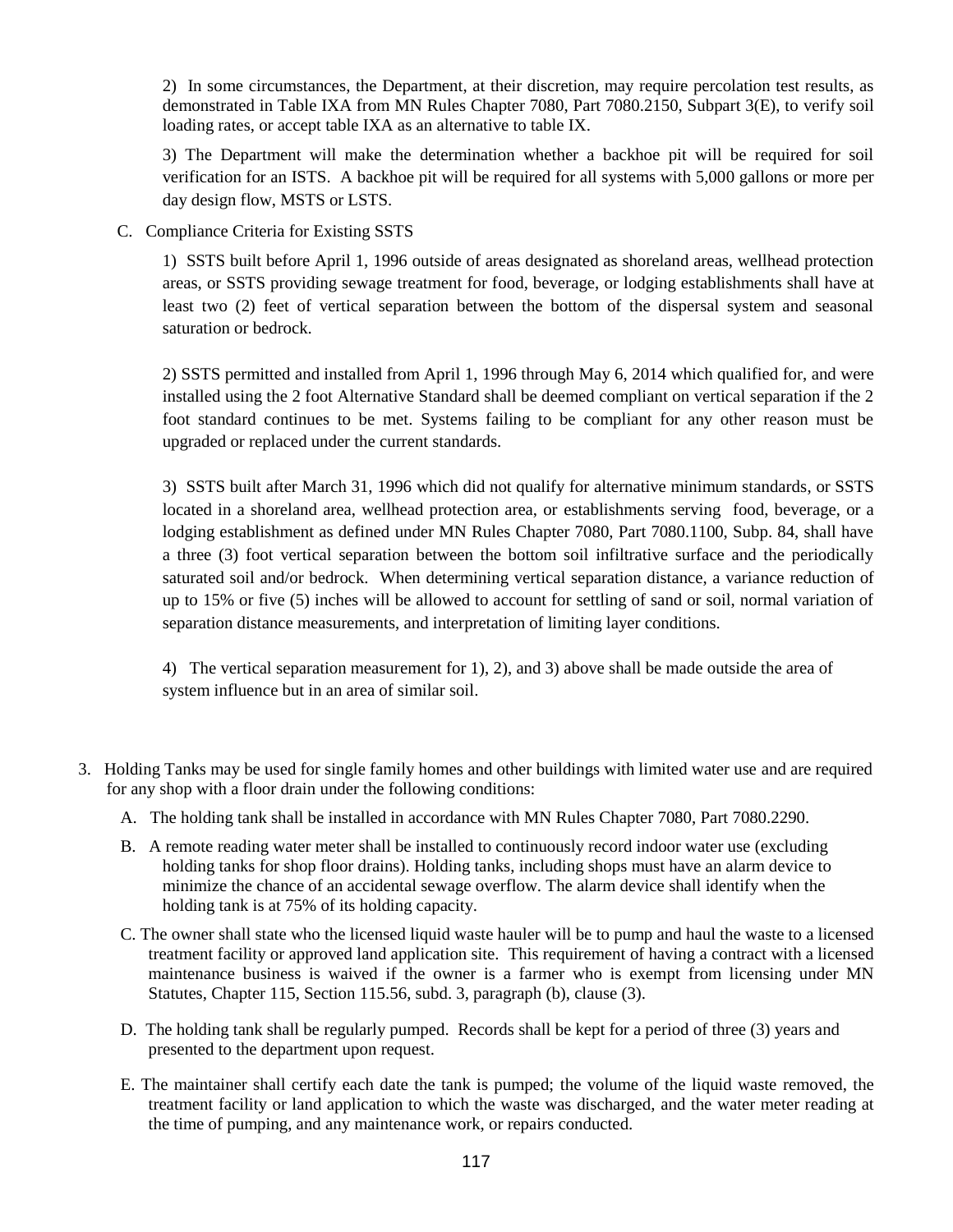2) In some circumstances, the Department, at their discretion, may require percolation test results, as demonstrated in Table IXA from MN Rules Chapter 7080, Part 7080.2150, Subpart 3(E), to verify soil loading rates, or accept table IXA as an alternative to table IX.

3) The Department will make the determination whether a backhoe pit will be required for soil verification for an ISTS. A backhoe pit will be required for all systems with 5,000 gallons or more per day design flow, MSTS or LSTS.

C. Compliance Criteria for Existing SSTS

1) SSTS built before April 1, 1996 outside of areas designated as shoreland areas, wellhead protection areas, or SSTS providing sewage treatment for food, beverage, or lodging establishments shall have at least two (2) feet of vertical separation between the bottom of the dispersal system and seasonal saturation or bedrock.

2) SSTS permitted and installed from April 1, 1996 through May 6, 2014 which qualified for, and were installed using the 2 foot Alternative Standard shall be deemed compliant on vertical separation if the 2 foot standard continues to be met. Systems failing to be compliant for any other reason must be upgraded or replaced under the current standards.

3) SSTS built after March 31, 1996 which did not qualify for alternative minimum standards, or SSTS located in a shoreland area, wellhead protection area, or establishments serving food, beverage, or a lodging establishment as defined under MN Rules Chapter 7080, Part 7080.1100, Subp. 84, shall have a three (3) foot vertical separation between the bottom soil infiltrative surface and the periodically saturated soil and/or bedrock. When determining vertical separation distance, a variance reduction of up to 15% or five (5) inches will be allowed to account for settling of sand or soil, normal variation of separation distance measurements, and interpretation of limiting layer conditions.

4) The vertical separation measurement for 1), 2), and 3) above shall be made outside the area of system influence but in an area of similar soil.

3. Holding Tanks may be used for single family homes and other buildings with limited water use and are required for any shop with a floor drain under the following conditions:

   A. The holding tank shall be installed in accordance with MN Rules Chapter 7080, Part 7080.2290.

   B. A remote reading water meter shall be installed to continuously record indoor water use (excluding holding tanks for shop floor drains). Holding tanks, including shops must have an alarm device to minimize the chance of an accidental sewage overflow. The alarm device shall identify when the holding tank is at 75% of its holding capacity.

   C. The owner shall state who the licensed liquid waste hauler will be to pump and haul the waste to a licensed treatment facility or approved land application site. This requirement of having a contract with a licensed maintenance business is waived if the owner is a farmer who is exempt from licensing under MN Statutes, Chapter 115, Section 115.56, subd. 3, paragraph (b), clause (3).

   D. The holding tank shall be regularly pumped. Records shall be kept for a period of three (3) years and presented to the department upon request.

   E. The maintainer shall certify each date the tank is pumped; the volume of the liquid waste removed, the treatment facility or land application to which the waste was discharged, and the water meter reading at the time of pumping, and any maintenance work, or repairs conducted.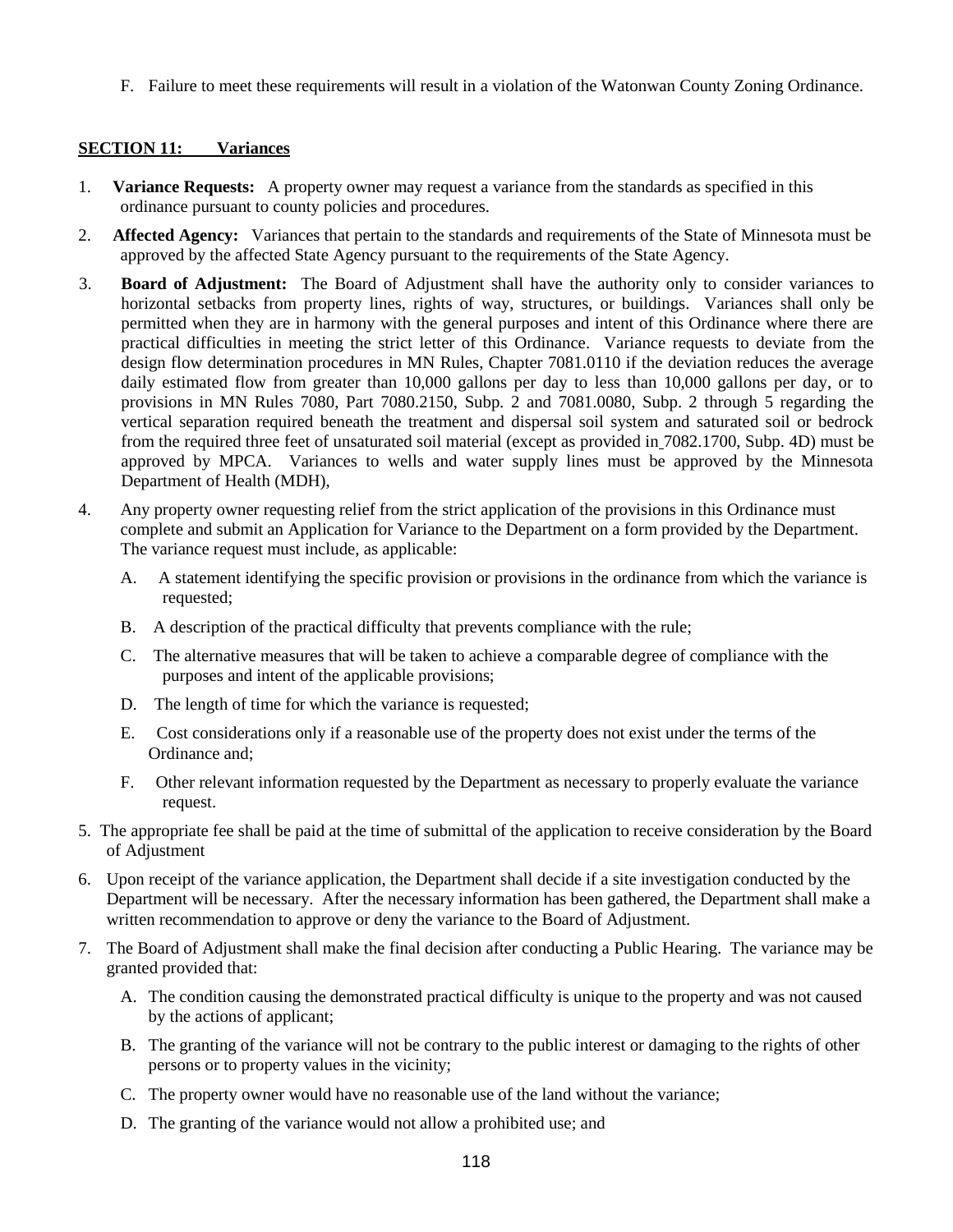F. Failure to meet these requirements will result in a violation of the Watonwan County Zoning Ordinance.

## SECTION 11: Variances

1. **Variance Requests:** A property owner may request a variance from the standards as specified in this ordinance pursuant to county policies and procedures.
2. **Affected Agency:** Variances that pertain to the standards and requirements of the State of Minnesota must be approved by the affected State Agency pursuant to the requirements of the State Agency.
3. **Board of Adjustment:** The Board of Adjustment shall have the authority only to consider variances to horizontal setbacks from property lines, rights of way, structures, or buildings. Variances shall only be permitted when they are in harmony with the general purposes and intent of this Ordinance where there are practical difficulties in meeting the strict letter of this Ordinance. Variance requests to deviate from the design flow determination procedures in MN Rules, Chapter 7081.0110 if the deviation reduces the average daily estimated flow from greater than 10,000 gallons per day to less than 10,000 gallons per day, or to provisions in MN Rules 7080, Part 7080.2150, Subp. 2 and 7081.0080, Subp. 2 through 5 regarding the vertical separation required beneath the treatment and dispersal soil system and saturated soil or bedrock from the required three feet of unsaturated soil material (except as provided in 7082.1700, Subp. 4D) must be approved by MPCA. Variances to wells and water supply lines must be approved by the Minnesota Department of Health (MDH),
4. Any property owner requesting relief from the strict application of the provisions in this Ordinance must complete and submit an Application for Variance to the Department on a form provided by the Department. The variance request must include, as applicable:
   - A. A statement identifying the specific provision or provisions in the ordinance from which the variance is requested;
   - B. A description of the practical difficulty that prevents compliance with the rule;
   - C. The alternative measures that will be taken to achieve a comparable degree of compliance with the purposes and intent of the applicable provisions;
   - D. The length of time for which the variance is requested;
   - E. Cost considerations only if a reasonable use of the property does not exist under the terms of the Ordinance and;
   - F. Other relevant information requested by the Department as necessary to properly evaluate the variance request.
5. The appropriate fee shall be paid at the time of submittal of the application to receive consideration by the Board of Adjustment
6. Upon receipt of the variance application, the Department shall decide if a site investigation conducted by the Department will be necessary. After the necessary information has been gathered, the Department shall make a written recommendation to approve or deny the variance to the Board of Adjustment.
7. The Board of Adjustment shall make the final decision after conducting a Public Hearing. The variance may be granted provided that:
   - A. The condition causing the demonstrated practical difficulty is unique to the property and was not caused by the actions of applicant;
   - B. The granting of the variance will not be contrary to the public interest or damaging to the rights of other persons or to property values in the vicinity;
   - C. The property owner would have no reasonable use of the land without the variance;
   - D. The granting of the variance would not allow a prohibited use; and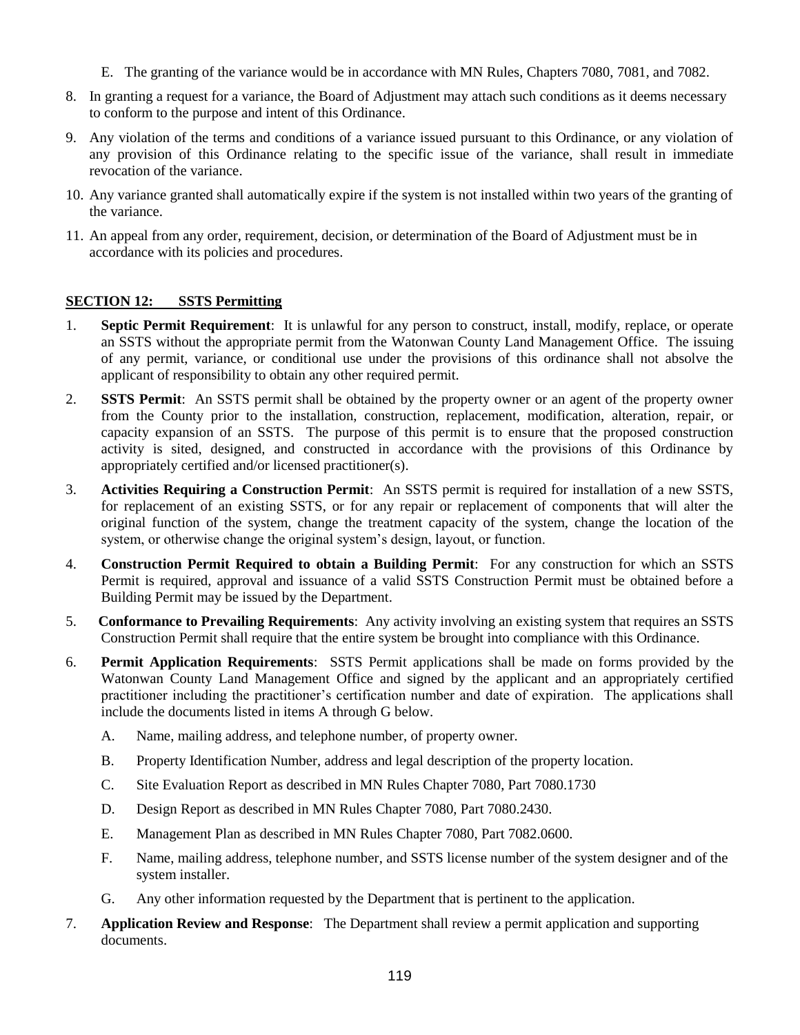E. The granting of the variance would be in accordance with MN Rules, Chapters 7080, 7081, and 7082.

8. In granting a request for a variance, the Board of Adjustment may attach such conditions as it deems necessary to conform to the purpose and intent of this Ordinance.

9. Any violation of the terms and conditions of a variance issued pursuant to this Ordinance, or any violation of any provision of this Ordinance relating to the specific issue of the variance, shall result in immediate revocation of the variance.

10. Any variance granted shall automatically expire if the system is not installed within two years of the granting of the variance.

11. An appeal from any order, requirement, decision, or determination of the Board of Adjustment must be in accordance with its policies and procedures.

**SECTION 12: SSTS Permitting**

1. **Septic Permit Requirement**: It is unlawful for any person to construct, install, modify, replace, or operate an SSTS without the appropriate permit from the Watonwan County Land Management Office. The issuing of any permit, variance, or conditional use under the provisions of this ordinance shall not absolve the applicant of responsibility to obtain any other required permit.

2. **SSTS Permit**: An SSTS permit shall be obtained by the property owner or an agent of the property owner from the County prior to the installation, construction, replacement, modification, alteration, repair, or capacity expansion of an SSTS. The purpose of this permit is to ensure that the proposed construction activity is sited, designed, and constructed in accordance with the provisions of this Ordinance by appropriately certified and/or licensed practitioner(s).

3. **Activities Requiring a Construction Permit**: An SSTS permit is required for installation of a new SSTS, for replacement of an existing SSTS, or for any repair or replacement of components that will alter the original function of the system, change the treatment capacity of the system, change the location of the system, or otherwise change the original system's design, layout, or function.

4. **Construction Permit Required to obtain a Building Permit**: For any construction for which an SSTS Permit is required, approval and issuance of a valid SSTS Construction Permit must be obtained before a Building Permit may be issued by the Department.

5. **Conformance to Prevailing Requirements**: Any activity involving an existing system that requires an SSTS Construction Permit shall require that the entire system be brought into compliance with this Ordinance.

6. **Permit Application Requirements**: SSTS Permit applications shall be made on forms provided by the Watonwan County Land Management Office and signed by the applicant and an appropriately certified practitioner including the practitioner's certification number and date of expiration. The applications shall include the documents listed in items A through G below.

   A. Name, mailing address, and telephone number, of property owner.

   B. Property Identification Number, address and legal description of the property location.

   C. Site Evaluation Report as described in MN Rules Chapter 7080, Part 7080.1730

   D. Design Report as described in MN Rules Chapter 7080, Part 7080.2430.

   E. Management Plan as described in MN Rules Chapter 7080, Part 7082.0600.

   F. Name, mailing address, telephone number, and SSTS license number of the system designer and of the system installer.

   G. Any other information requested by the Department that is pertinent to the application.

7. **Application Review and Response**: The Department shall review a permit application and supporting documents.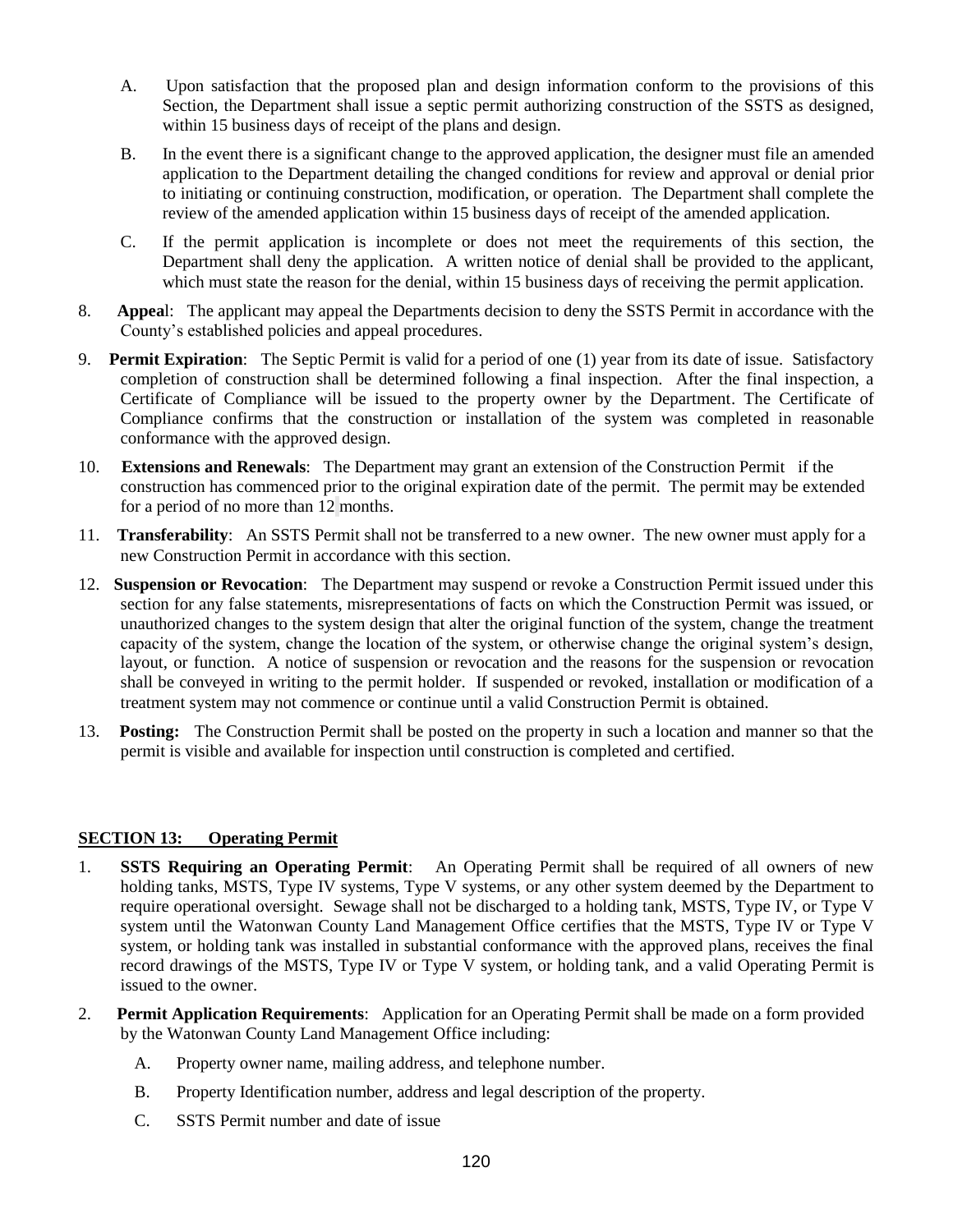A. Upon satisfaction that the proposed plan and design information conform to the provisions of this Section, the Department shall issue a septic permit authorizing construction of the SSTS as designed, within 15 business days of receipt of the plans and design.

B. In the event there is a significant change to the approved application, the designer must file an amended application to the Department detailing the changed conditions for review and approval or denial prior to initiating or continuing construction, modification, or operation. The Department shall complete the review of the amended application within 15 business days of receipt of the amended application.

C. If the permit application is incomplete or does not meet the requirements of this section, the Department shall deny the application. A written notice of denial shall be provided to the applicant, which must state the reason for the denial, within 15 business days of receiving the permit application.

8. **Appea**l: The applicant may appeal the Departments decision to deny the SSTS Permit in accordance with the County's established policies and appeal procedures.

9. **Permit Expiration**: The Septic Permit is valid for a period of one (1) year from its date of issue. Satisfactory completion of construction shall be determined following a final inspection. After the final inspection, a Certificate of Compliance will be issued to the property owner by the Department. The Certificate of Compliance confirms that the construction or installation of the system was completed in reasonable conformance with the approved design.

10. **Extensions and Renewals**: The Department may grant an extension of the Construction Permit if the construction has commenced prior to the original expiration date of the permit. The permit may be extended for a period of no more than 12 months.

11. **Transferability**: An SSTS Permit shall not be transferred to a new owner. The new owner must apply for a new Construction Permit in accordance with this section.

12. **Suspension or Revocation**: The Department may suspend or revoke a Construction Permit issued under this section for any false statements, misrepresentations of facts on which the Construction Permit was issued, or unauthorized changes to the system design that alter the original function of the system, change the treatment capacity of the system, change the location of the system, or otherwise change the original system's design, layout, or function. A notice of suspension or revocation and the reasons for the suspension or revocation shall be conveyed in writing to the permit holder. If suspended or revoked, installation or modification of a treatment system may not commence or continue until a valid Construction Permit is obtained.

13. **Posting:** The Construction Permit shall be posted on the property in such a location and manner so that the permit is visible and available for inspection until construction is completed and certified.

## SECTION 13: Operating Permit

1. **SSTS Requiring an Operating Permit**: An Operating Permit shall be required of all owners of new holding tanks, MSTS, Type IV systems, Type V systems, or any other system deemed by the Department to require operational oversight. Sewage shall not be discharged to a holding tank, MSTS, Type IV, or Type V system until the Watonwan County Land Management Office certifies that the MSTS, Type IV or Type V system, or holding tank was installed in substantial conformance with the approved plans, receives the final record drawings of the MSTS, Type IV or Type V system, or holding tank, and a valid Operating Permit is issued to the owner.

2. **Permit Application Requirements**: Application for an Operating Permit shall be made on a form provided by the Watonwan County Land Management Office including:

   A. Property owner name, mailing address, and telephone number.

   B. Property Identification number, address and legal description of the property.

   C. SSTS Permit number and date of issue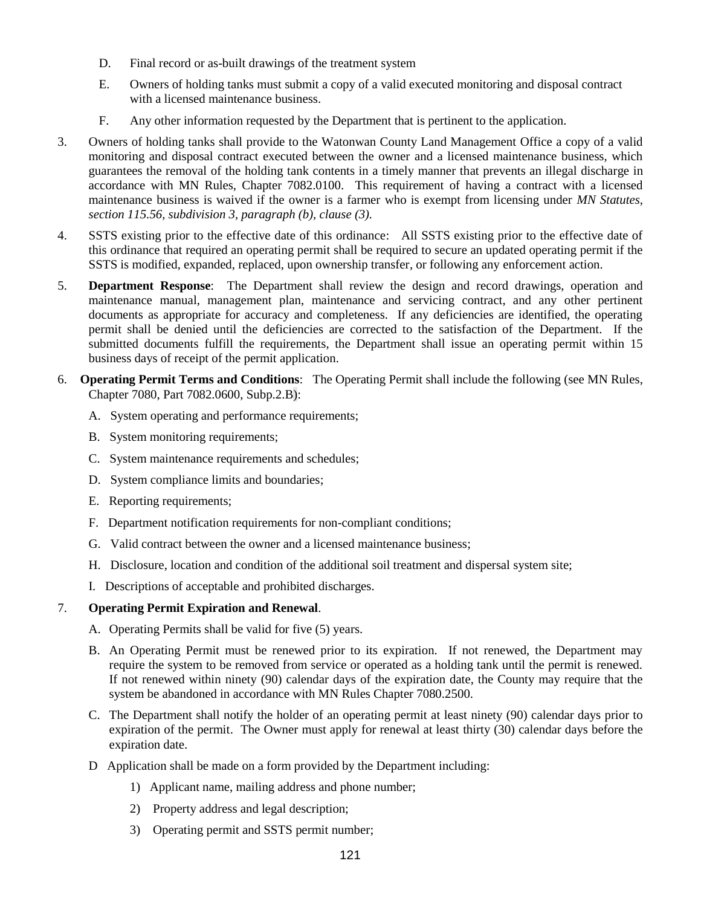D. Final record or as-built drawings of the treatment system

E. Owners of holding tanks must submit a copy of a valid executed monitoring and disposal contract with a licensed maintenance business.

F. Any other information requested by the Department that is pertinent to the application.

3. Owners of holding tanks shall provide to the Watonwan County Land Management Office a copy of a valid monitoring and disposal contract executed between the owner and a licensed maintenance business, which guarantees the removal of the holding tank contents in a timely manner that prevents an illegal discharge in accordance with MN Rules, Chapter 7082.0100. This requirement of having a contract with a licensed maintenance business is waived if the owner is a farmer who is exempt from licensing under *MN Statutes, section 115.56, subdivision 3, paragraph (b), clause (3).*

4. SSTS existing prior to the effective date of this ordinance: All SSTS existing prior to the effective date of this ordinance that required an operating permit shall be required to secure an updated operating permit if the SSTS is modified, expanded, replaced, upon ownership transfer, or following any enforcement action.

5. **Department Response**: The Department shall review the design and record drawings, operation and maintenance manual, management plan, maintenance and servicing contract, and any other pertinent documents as appropriate for accuracy and completeness. If any deficiencies are identified, the operating permit shall be denied until the deficiencies are corrected to the satisfaction of the Department. If the submitted documents fulfill the requirements, the Department shall issue an operating permit within 15 business days of receipt of the permit application.

6. **Operating Permit Terms and Conditions**: The Operating Permit shall include the following (see MN Rules, Chapter 7080, Part 7082.0600, Subp.2.B):

   A. System operating and performance requirements;

   B. System monitoring requirements;

   C. System maintenance requirements and schedules;

   D. System compliance limits and boundaries;

   E. Reporting requirements;

   F. Department notification requirements for non-compliant conditions;

   G. Valid contract between the owner and a licensed maintenance business;

   H. Disclosure, location and condition of the additional soil treatment and dispersal system site;

   I. Descriptions of acceptable and prohibited discharges.

7. **Operating Permit Expiration and Renewal**.

   A. Operating Permits shall be valid for five (5) years.

   B. An Operating Permit must be renewed prior to its expiration. If not renewed, the Department may require the system to be removed from service or operated as a holding tank until the permit is renewed. If not renewed within ninety (90) calendar days of the expiration date, the County may require that the system be abandoned in accordance with MN Rules Chapter 7080.2500.

   C. The Department shall notify the holder of an operating permit at least ninety (90) calendar days prior to expiration of the permit. The Owner must apply for renewal at least thirty (30) calendar days before the expiration date.

   D Application shall be made on a form provided by the Department including:

      1) Applicant name, mailing address and phone number;

      2) Property address and legal description;

      3) Operating permit and SSTS permit number;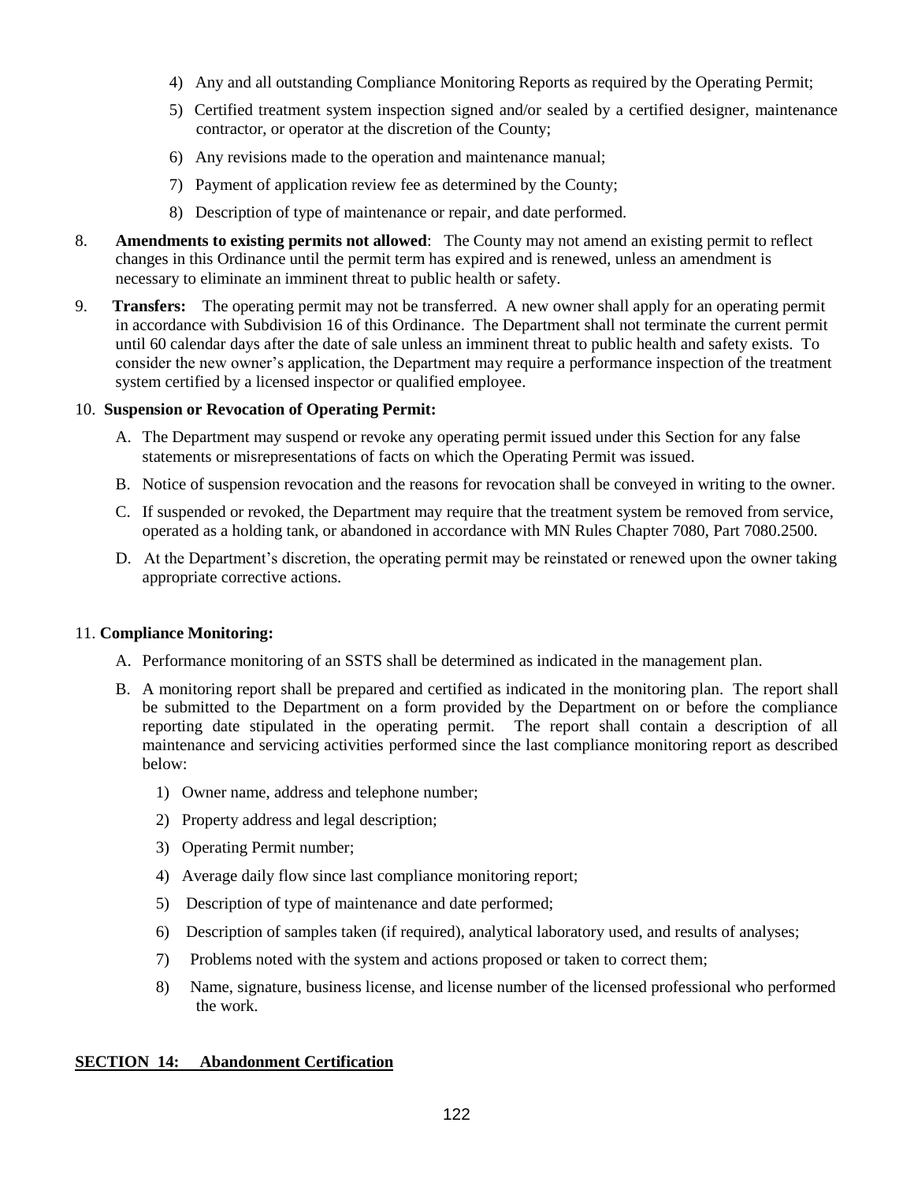4) Any and all outstanding Compliance Monitoring Reports as required by the Operating Permit;
5) Certified treatment system inspection signed and/or sealed by a certified designer, maintenance contractor, or operator at the discretion of the County;
6) Any revisions made to the operation and maintenance manual;
7) Payment of application review fee as determined by the County;
8) Description of type of maintenance or repair, and date performed.

8. **Amendments to existing permits not allowed**: The County may not amend an existing permit to reflect changes in this Ordinance until the permit term has expired and is renewed, unless an amendment is necessary to eliminate an imminent threat to public health or safety.

9. **Transfers:** The operating permit may not be transferred. A new owner shall apply for an operating permit in accordance with Subdivision 16 of this Ordinance. The Department shall not terminate the current permit until 60 calendar days after the date of sale unless an imminent threat to public health and safety exists. To consider the new owner's application, the Department may require a performance inspection of the treatment system certified by a licensed inspector or qualified employee.

10. **Suspension or Revocation of Operating Permit:**

A. The Department may suspend or revoke any operating permit issued under this Section for any false statements or misrepresentations of facts on which the Operating Permit was issued.

B. Notice of suspension revocation and the reasons for revocation shall be conveyed in writing to the owner.

C. If suspended or revoked, the Department may require that the treatment system be removed from service, operated as a holding tank, or abandoned in accordance with MN Rules Chapter 7080, Part 7080.2500.

D. At the Department's discretion, the operating permit may be reinstated or renewed upon the owner taking appropriate corrective actions.

11. **Compliance Monitoring:**

A. Performance monitoring of an SSTS shall be determined as indicated in the management plan.

B. A monitoring report shall be prepared and certified as indicated in the monitoring plan. The report shall be submitted to the Department on a form provided by the Department on or before the compliance reporting date stipulated in the operating permit. The report shall contain a description of all maintenance and servicing activities performed since the last compliance monitoring report as described below:

1) Owner name, address and telephone number;
2) Property address and legal description;
3) Operating Permit number;
4) Average daily flow since last compliance monitoring report;
5) Description of type of maintenance and date performed;
6) Description of samples taken (if required), analytical laboratory used, and results of analyses;
7) Problems noted with the system and actions proposed or taken to correct them;
8) Name, signature, business license, and license number of the licensed professional who performed the work.

## SECTION 14: Abandonment Certification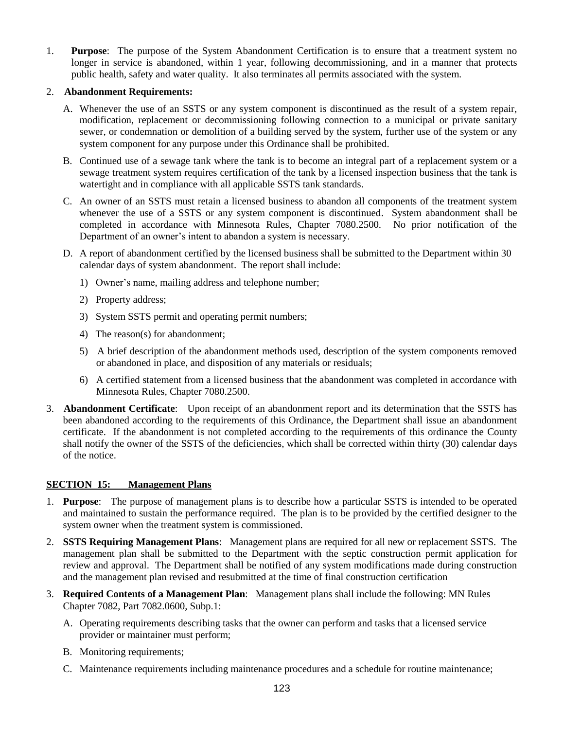1. **Purpose**: The purpose of the System Abandonment Certification is to ensure that a treatment system no longer in service is abandoned, within 1 year, following decommissioning, and in a manner that protects public health, safety and water quality. It also terminates all permits associated with the system.

2. **Abandonment Requirements:**

   A. Whenever the use of an SSTS or any system component is discontinued as the result of a system repair, modification, replacement or decommissioning following connection to a municipal or private sanitary sewer, or condemnation or demolition of a building served by the system, further use of the system or any system component for any purpose under this Ordinance shall be prohibited.

   B. Continued use of a sewage tank where the tank is to become an integral part of a replacement system or a sewage treatment system requires certification of the tank by a licensed inspection business that the tank is watertight and in compliance with all applicable SSTS tank standards.

   C. An owner of an SSTS must retain a licensed business to abandon all components of the treatment system whenever the use of a SSTS or any system component is discontinued. System abandonment shall be completed in accordance with Minnesota Rules, Chapter 7080.2500. No prior notification of the Department of an owner's intent to abandon a system is necessary.

   D. A report of abandonment certified by the licensed business shall be submitted to the Department within 30 calendar days of system abandonment. The report shall include:

      1) Owner's name, mailing address and telephone number;

      2) Property address;

      3) System SSTS permit and operating permit numbers;

      4) The reason(s) for abandonment;

      5) A brief description of the abandonment methods used, description of the system components removed or abandoned in place, and disposition of any materials or residuals;

      6) A certified statement from a licensed business that the abandonment was completed in accordance with Minnesota Rules, Chapter 7080.2500.

3. **Abandonment Certificate**: Upon receipt of an abandonment report and its determination that the SSTS has been abandoned according to the requirements of this Ordinance, the Department shall issue an abandonment certificate. If the abandonment is not completed according to the requirements of this ordinance the County shall notify the owner of the SSTS of the deficiencies, which shall be corrected within thirty (30) calendar days of the notice.

## SECTION 15: Management Plans

1. **Purpose**: The purpose of management plans is to describe how a particular SSTS is intended to be operated and maintained to sustain the performance required. The plan is to be provided by the certified designer to the system owner when the treatment system is commissioned.

2. **SSTS Requiring Management Plans**: Management plans are required for all new or replacement SSTS. The management plan shall be submitted to the Department with the septic construction permit application for review and approval. The Department shall be notified of any system modifications made during construction and the management plan revised and resubmitted at the time of final construction certification

3. **Required Contents of a Management Plan**: Management plans shall include the following: MN Rules Chapter 7082, Part 7082.0600, Subp.1:

   A. Operating requirements describing tasks that the owner can perform and tasks that a licensed service provider or maintainer must perform;

   B. Monitoring requirements;

   C. Maintenance requirements including maintenance procedures and a schedule for routine maintenance;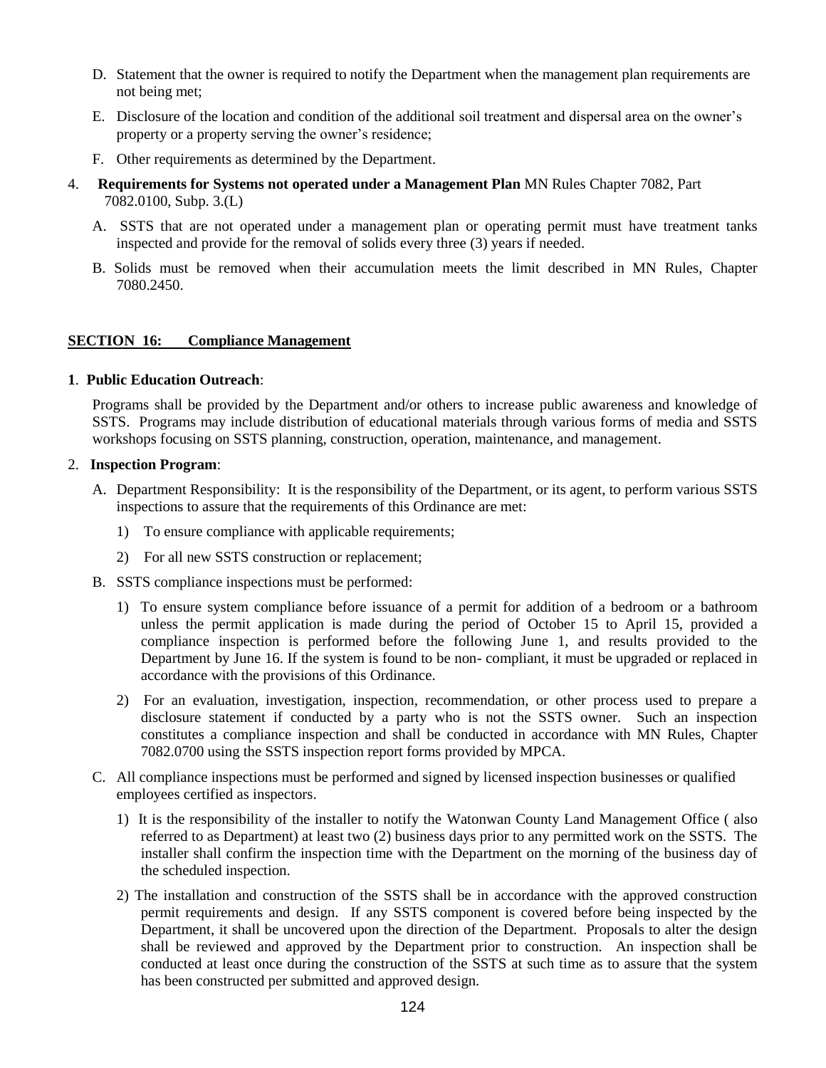D. Statement that the owner is required to notify the Department when the management plan requirements are not being met;

E. Disclosure of the location and condition of the additional soil treatment and dispersal area on the owner's property or a property serving the owner's residence;

F. Other requirements as determined by the Department.

4. **Requirements for Systems not operated under a Management Plan** MN Rules Chapter 7082, Part 7082.0100, Subp. 3.(L)

   A. SSTS that are not operated under a management plan or operating permit must have treatment tanks inspected and provide for the removal of solids every three (3) years if needed.

   B. Solids must be removed when their accumulation meets the limit described in MN Rules, Chapter 7080.2450.

## SECTION 16: Compliance Management

**1**. **Public Education Outreach**:

Programs shall be provided by the Department and/or others to increase public awareness and knowledge of SSTS. Programs may include distribution of educational materials through various forms of media and SSTS workshops focusing on SSTS planning, construction, operation, maintenance, and management.

2. **Inspection Program**:

   A. Department Responsibility: It is the responsibility of the Department, or its agent, to perform various SSTS inspections to assure that the requirements of this Ordinance are met:

      1) To ensure compliance with applicable requirements;

      2) For all new SSTS construction or replacement;

   B. SSTS compliance inspections must be performed:

      1) To ensure system compliance before issuance of a permit for addition of a bedroom or a bathroom unless the permit application is made during the period of October 15 to April 15, provided a compliance inspection is performed before the following June 1, and results provided to the Department by June 16. If the system is found to be non- compliant, it must be upgraded or replaced in accordance with the provisions of this Ordinance.

      2) For an evaluation, investigation, inspection, recommendation, or other process used to prepare a disclosure statement if conducted by a party who is not the SSTS owner. Such an inspection constitutes a compliance inspection and shall be conducted in accordance with MN Rules, Chapter 7082.0700 using the SSTS inspection report forms provided by MPCA.

   C. All compliance inspections must be performed and signed by licensed inspection businesses or qualified employees certified as inspectors.

      1) It is the responsibility of the installer to notify the Watonwan County Land Management Office ( also referred to as Department) at least two (2) business days prior to any permitted work on the SSTS. The installer shall confirm the inspection time with the Department on the morning of the business day of the scheduled inspection.

      2) The installation and construction of the SSTS shall be in accordance with the approved construction permit requirements and design. If any SSTS component is covered before being inspected by the Department, it shall be uncovered upon the direction of the Department. Proposals to alter the design shall be reviewed and approved by the Department prior to construction. An inspection shall be conducted at least once during the construction of the SSTS at such time as to assure that the system has been constructed per submitted and approved design.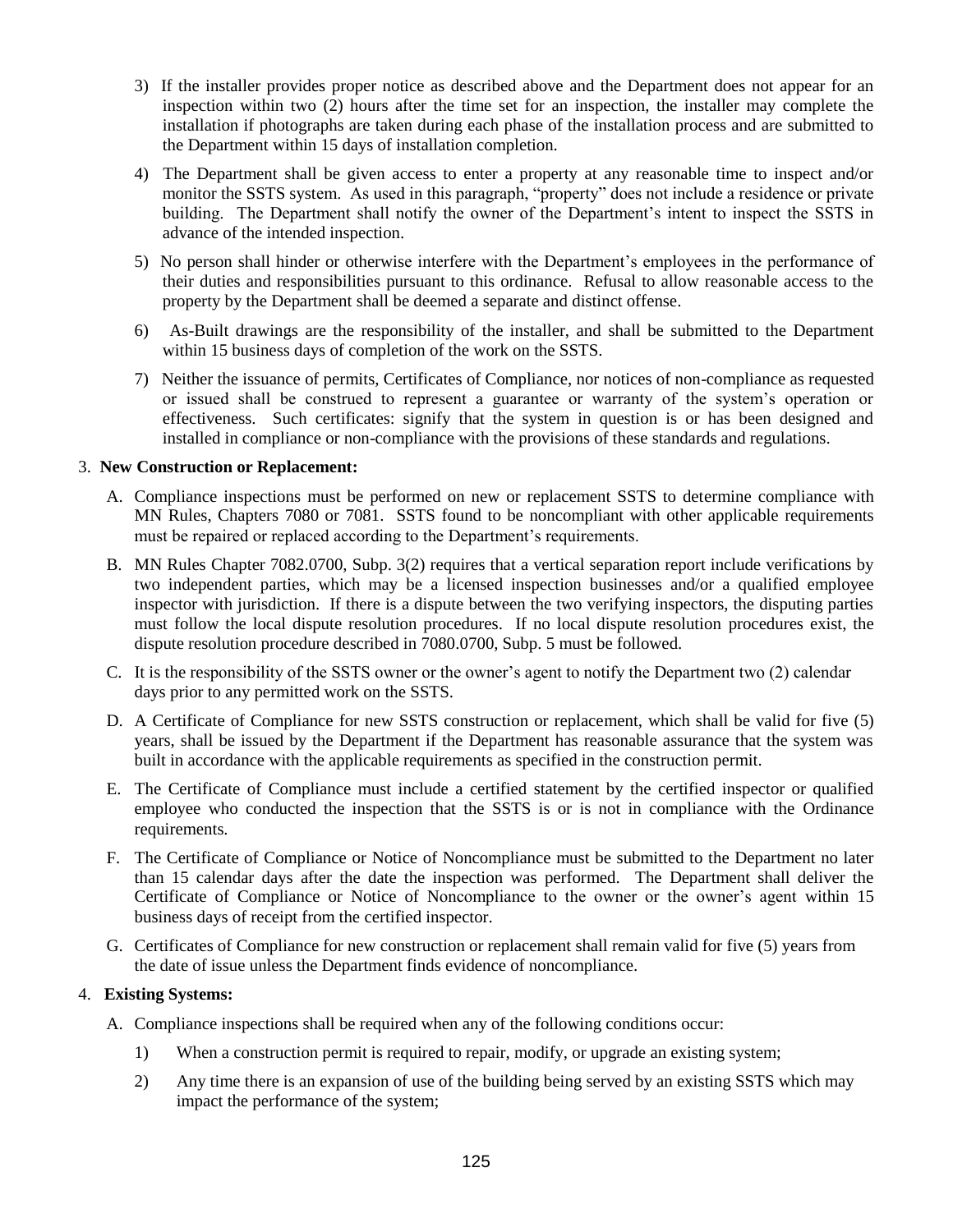3) If the installer provides proper notice as described above and the Department does not appear for an inspection within two (2) hours after the time set for an inspection, the installer may complete the installation if photographs are taken during each phase of the installation process and are submitted to the Department within 15 days of installation completion.

4) The Department shall be given access to enter a property at any reasonable time to inspect and/or monitor the SSTS system. As used in this paragraph, "property" does not include a residence or private building. The Department shall notify the owner of the Department's intent to inspect the SSTS in advance of the intended inspection.

5) No person shall hinder or otherwise interfere with the Department's employees in the performance of their duties and responsibilities pursuant to this ordinance. Refusal to allow reasonable access to the property by the Department shall be deemed a separate and distinct offense.

6) As-Built drawings are the responsibility of the installer, and shall be submitted to the Department within 15 business days of completion of the work on the SSTS.

7) Neither the issuance of permits, Certificates of Compliance, nor notices of non-compliance as requested or issued shall be construed to represent a guarantee or warranty of the system's operation or effectiveness. Such certificates: signify that the system in question is or has been designed and installed in compliance or non-compliance with the provisions of these standards and regulations.

3. **New Construction or Replacement:**

A. Compliance inspections must be performed on new or replacement SSTS to determine compliance with MN Rules, Chapters 7080 or 7081. SSTS found to be noncompliant with other applicable requirements must be repaired or replaced according to the Department's requirements.

B. MN Rules Chapter 7082.0700, Subp. 3(2) requires that a vertical separation report include verifications by two independent parties, which may be a licensed inspection businesses and/or a qualified employee inspector with jurisdiction. If there is a dispute between the two verifying inspectors, the disputing parties must follow the local dispute resolution procedures. If no local dispute resolution procedures exist, the dispute resolution procedure described in 7080.0700, Subp. 5 must be followed.

C. It is the responsibility of the SSTS owner or the owner's agent to notify the Department two (2) calendar days prior to any permitted work on the SSTS.

D. A Certificate of Compliance for new SSTS construction or replacement, which shall be valid for five (5) years, shall be issued by the Department if the Department has reasonable assurance that the system was built in accordance with the applicable requirements as specified in the construction permit.

E. The Certificate of Compliance must include a certified statement by the certified inspector or qualified employee who conducted the inspection that the SSTS is or is not in compliance with the Ordinance requirements.

F. The Certificate of Compliance or Notice of Noncompliance must be submitted to the Department no later than 15 calendar days after the date the inspection was performed. The Department shall deliver the Certificate of Compliance or Notice of Noncompliance to the owner or the owner's agent within 15 business days of receipt from the certified inspector.

G. Certificates of Compliance for new construction or replacement shall remain valid for five (5) years from the date of issue unless the Department finds evidence of noncompliance.

4. **Existing Systems:**

A. Compliance inspections shall be required when any of the following conditions occur:

1) When a construction permit is required to repair, modify, or upgrade an existing system;

2) Any time there is an expansion of use of the building being served by an existing SSTS which may impact the performance of the system;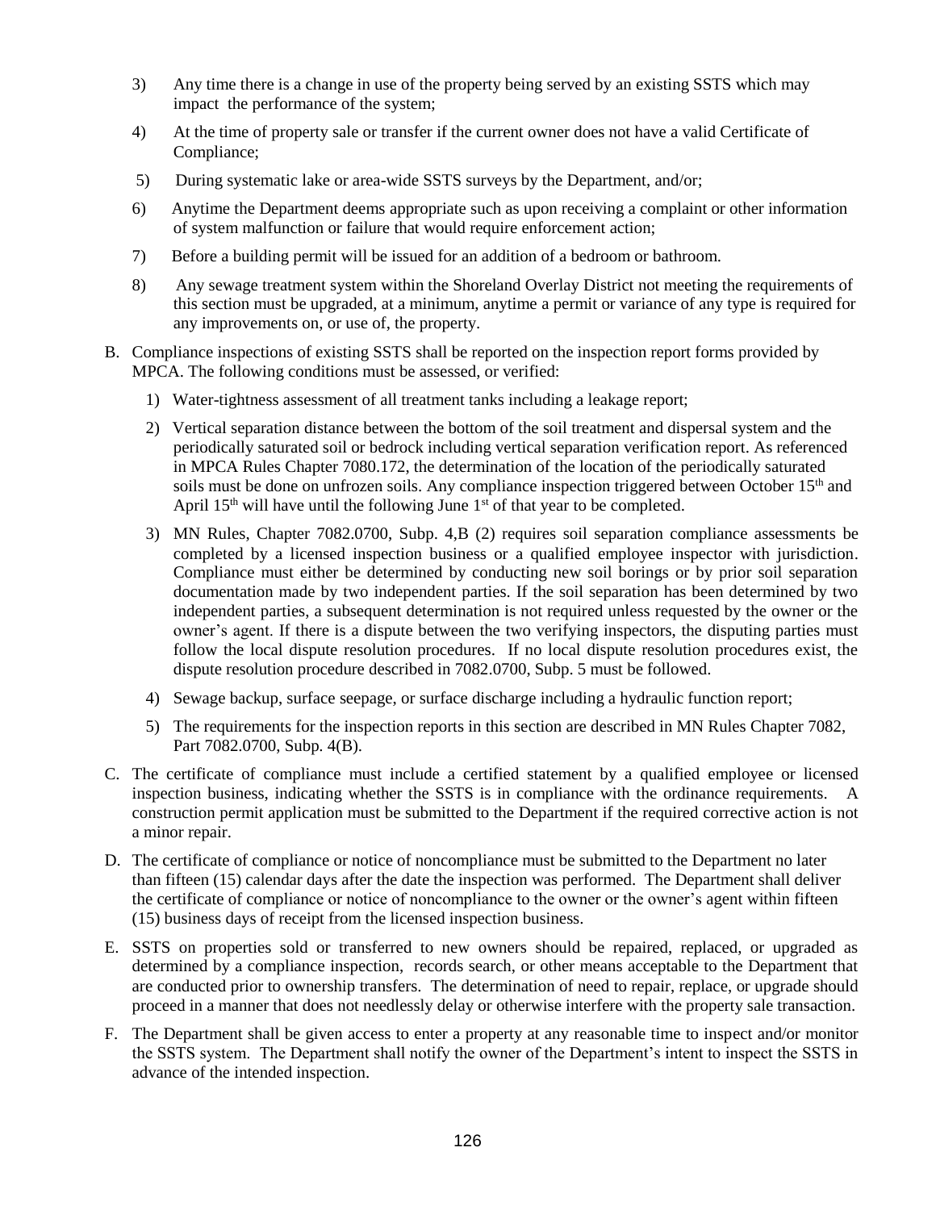3) Any time there is a change in use of the property being served by an existing SSTS which may impact the performance of the system;

4) At the time of property sale or transfer if the current owner does not have a valid Certificate of Compliance;

5) During systematic lake or area-wide SSTS surveys by the Department, and/or;

6) Anytime the Department deems appropriate such as upon receiving a complaint or other information of system malfunction or failure that would require enforcement action;

7) Before a building permit will be issued for an addition of a bedroom or bathroom.

8) Any sewage treatment system within the Shoreland Overlay District not meeting the requirements of this section must be upgraded, at a minimum, anytime a permit or variance of any type is required for any improvements on, or use of, the property.

B. Compliance inspections of existing SSTS shall be reported on the inspection report forms provided by MPCA. The following conditions must be assessed, or verified:

1) Water-tightness assessment of all treatment tanks including a leakage report;

2) Vertical separation distance between the bottom of the soil treatment and dispersal system and the periodically saturated soil or bedrock including vertical separation verification report. As referenced in MPCA Rules Chapter 7080.172, the determination of the location of the periodically saturated soils must be done on unfrozen soils. Any compliance inspection triggered between October 15th and April 15th will have until the following June 1st of that year to be completed.

3) MN Rules, Chapter 7082.0700, Subp. 4,B (2) requires soil separation compliance assessments be completed by a licensed inspection business or a qualified employee inspector with jurisdiction. Compliance must either be determined by conducting new soil borings or by prior soil separation documentation made by two independent parties. If the soil separation has been determined by two independent parties, a subsequent determination is not required unless requested by the owner or the owner's agent. If there is a dispute between the two verifying inspectors, the disputing parties must follow the local dispute resolution procedures. If no local dispute resolution procedures exist, the dispute resolution procedure described in 7082.0700, Subp. 5 must be followed.

4) Sewage backup, surface seepage, or surface discharge including a hydraulic function report;

5) The requirements for the inspection reports in this section are described in MN Rules Chapter 7082, Part 7082.0700, Subp. 4(B).

C. The certificate of compliance must include a certified statement by a qualified employee or licensed inspection business, indicating whether the SSTS is in compliance with the ordinance requirements. A construction permit application must be submitted to the Department if the required corrective action is not a minor repair.

D. The certificate of compliance or notice of noncompliance must be submitted to the Department no later than fifteen (15) calendar days after the date the inspection was performed. The Department shall deliver the certificate of compliance or notice of noncompliance to the owner or the owner's agent within fifteen (15) business days of receipt from the licensed inspection business.

E. SSTS on properties sold or transferred to new owners should be repaired, replaced, or upgraded as determined by a compliance inspection, records search, or other means acceptable to the Department that are conducted prior to ownership transfers. The determination of need to repair, replace, or upgrade should proceed in a manner that does not needlessly delay or otherwise interfere with the property sale transaction.

F. The Department shall be given access to enter a property at any reasonable time to inspect and/or monitor the SSTS system. The Department shall notify the owner of the Department's intent to inspect the SSTS in advance of the intended inspection.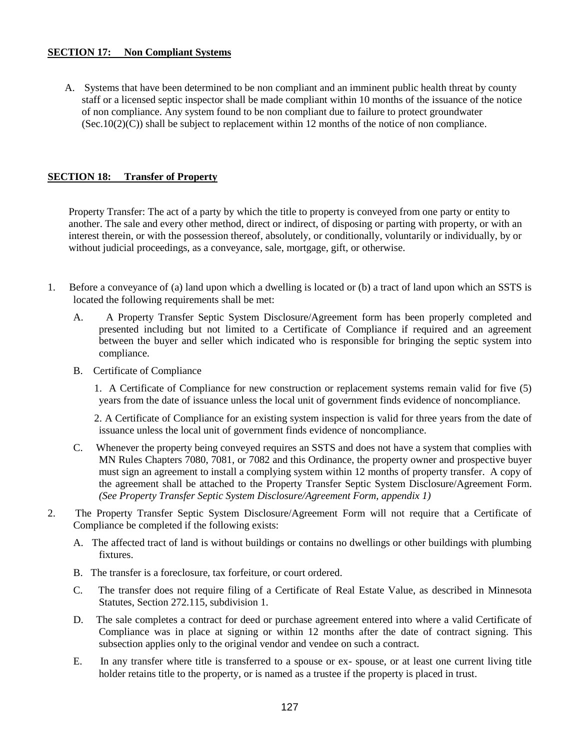**SECTION 17: Non Compliant Systems**

A. Systems that have been determined to be non compliant and an imminent public health threat by county staff or a licensed septic inspector shall be made compliant within 10 months of the issuance of the notice of non compliance. Any system found to be non compliant due to failure to protect groundwater (Sec.10(2)(C)) shall be subject to replacement within 12 months of the notice of non compliance.

**SECTION 18: Transfer of Property**

Property Transfer: The act of a party by which the title to property is conveyed from one party or entity to another. The sale and every other method, direct or indirect, of disposing or parting with property, or with an interest therein, or with the possession thereof, absolutely, or conditionally, voluntarily or individually, by or without judicial proceedings, as a conveyance, sale, mortgage, gift, or otherwise.

1. Before a conveyance of (a) land upon which a dwelling is located or (b) a tract of land upon which an SSTS is located the following requirements shall be met:

   A. A Property Transfer Septic System Disclosure/Agreement form has been properly completed and presented including but not limited to a Certificate of Compliance if required and an agreement between the buyer and seller which indicated who is responsible for bringing the septic system into compliance.

   B. Certificate of Compliance

      1. A Certificate of Compliance for new construction or replacement systems remain valid for five (5) years from the date of issuance unless the local unit of government finds evidence of noncompliance.

      2. A Certificate of Compliance for an existing system inspection is valid for three years from the date of issuance unless the local unit of government finds evidence of noncompliance.

   C. Whenever the property being conveyed requires an SSTS and does not have a system that complies with MN Rules Chapters 7080, 7081, or 7082 and this Ordinance, the property owner and prospective buyer must sign an agreement to install a complying system within 12 months of property transfer. A copy of the agreement shall be attached to the Property Transfer Septic System Disclosure/Agreement Form. *(See Property Transfer Septic System Disclosure/Agreement Form, appendix 1)*

2. The Property Transfer Septic System Disclosure/Agreement Form will not require that a Certificate of Compliance be completed if the following exists:

   A. The affected tract of land is without buildings or contains no dwellings or other buildings with plumbing fixtures.

   B. The transfer is a foreclosure, tax forfeiture, or court ordered.

   C. The transfer does not require filing of a Certificate of Real Estate Value, as described in Minnesota Statutes, Section 272.115, subdivision 1.

   D. The sale completes a contract for deed or purchase agreement entered into where a valid Certificate of Compliance was in place at signing or within 12 months after the date of contract signing. This subsection applies only to the original vendor and vendee on such a contract.

   E. In any transfer where title is transferred to a spouse or ex- spouse, or at least one current living title holder retains title to the property, or is named as a trustee if the property is placed in trust.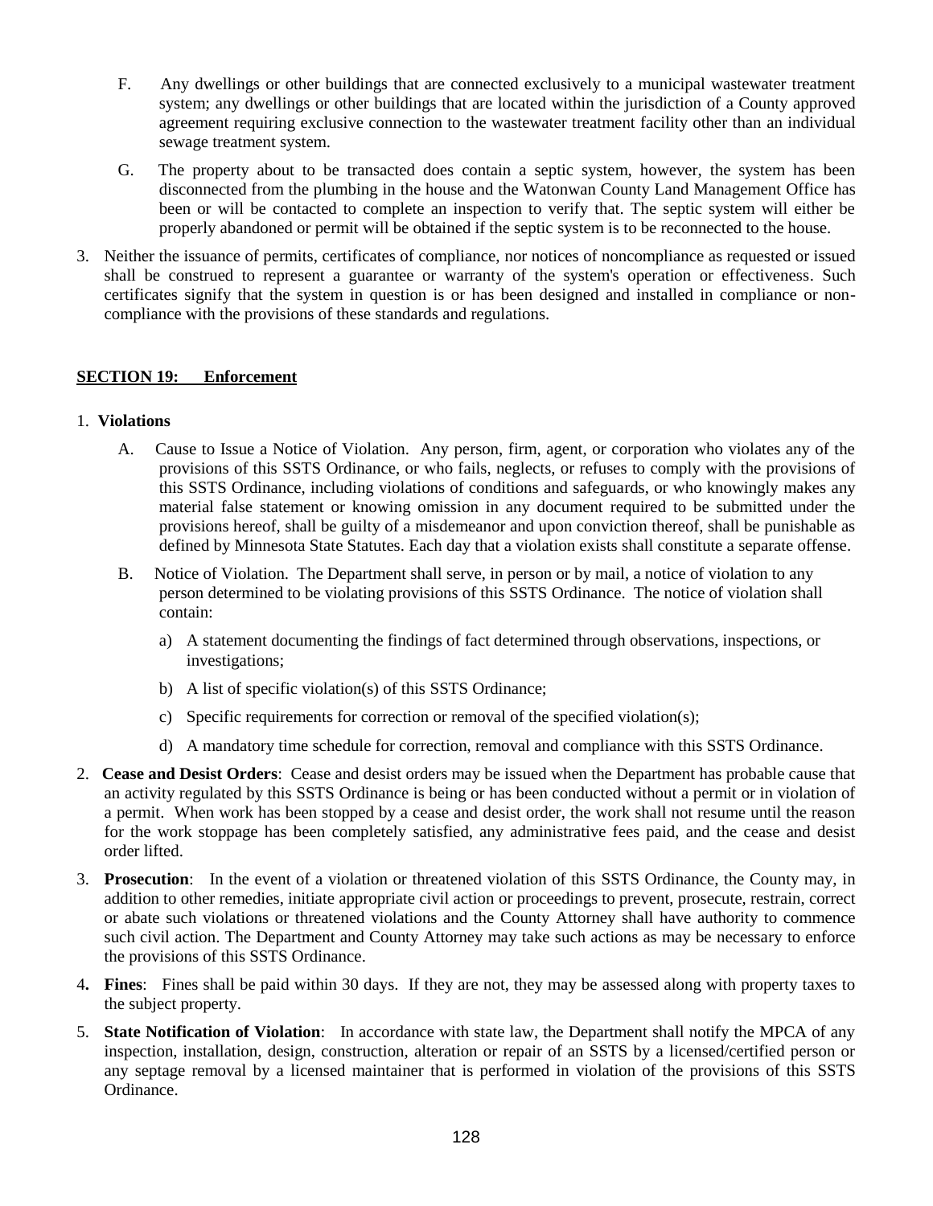F. Any dwellings or other buildings that are connected exclusively to a municipal wastewater treatment system; any dwellings or other buildings that are located within the jurisdiction of a County approved agreement requiring exclusive connection to the wastewater treatment facility other than an individual sewage treatment system.

G. The property about to be transacted does contain a septic system, however, the system has been disconnected from the plumbing in the house and the Watonwan County Land Management Office has been or will be contacted to complete an inspection to verify that. The septic system will either be properly abandoned or permit will be obtained if the septic system is to be reconnected to the house.

3. Neither the issuance of permits, certificates of compliance, nor notices of noncompliance as requested or issued shall be construed to represent a guarantee or warranty of the system's operation or effectiveness. Such certificates signify that the system in question is or has been designed and installed in compliance or non-compliance with the provisions of these standards and regulations.

## SECTION 19: Enforcement

1. **Violations**

   A. Cause to Issue a Notice of Violation. Any person, firm, agent, or corporation who violates any of the provisions of this SSTS Ordinance, or who fails, neglects, or refuses to comply with the provisions of this SSTS Ordinance, including violations of conditions and safeguards, or who knowingly makes any material false statement or knowing omission in any document required to be submitted under the provisions hereof, shall be guilty of a misdemeanor and upon conviction thereof, shall be punishable as defined by Minnesota State Statutes. Each day that a violation exists shall constitute a separate offense.

   B. Notice of Violation. The Department shall serve, in person or by mail, a notice of violation to any person determined to be violating provisions of this SSTS Ordinance. The notice of violation shall contain:

      a) A statement documenting the findings of fact determined through observations, inspections, or investigations;

      b) A list of specific violation(s) of this SSTS Ordinance;

      c) Specific requirements for correction or removal of the specified violation(s);

      d) A mandatory time schedule for correction, removal and compliance with this SSTS Ordinance.

2. **Cease and Desist Orders**: Cease and desist orders may be issued when the Department has probable cause that an activity regulated by this SSTS Ordinance is being or has been conducted without a permit or in violation of a permit. When work has been stopped by a cease and desist order, the work shall not resume until the reason for the work stoppage has been completely satisfied, any administrative fees paid, and the cease and desist order lifted.

3. **Prosecution**: In the event of a violation or threatened violation of this SSTS Ordinance, the County may, in addition to other remedies, initiate appropriate civil action or proceedings to prevent, prosecute, restrain, correct or abate such violations or threatened violations and the County Attorney shall have authority to commence such civil action. The Department and County Attorney may take such actions as may be necessary to enforce the provisions of this SSTS Ordinance.

4. **Fines**: Fines shall be paid within 30 days. If they are not, they may be assessed along with property taxes to the subject property.

5. **State Notification of Violation**: In accordance with state law, the Department shall notify the MPCA of any inspection, installation, design, construction, alteration or repair of an SSTS by a licensed/certified person or any septage removal by a licensed maintainer that is performed in violation of the provisions of this SSTS Ordinance.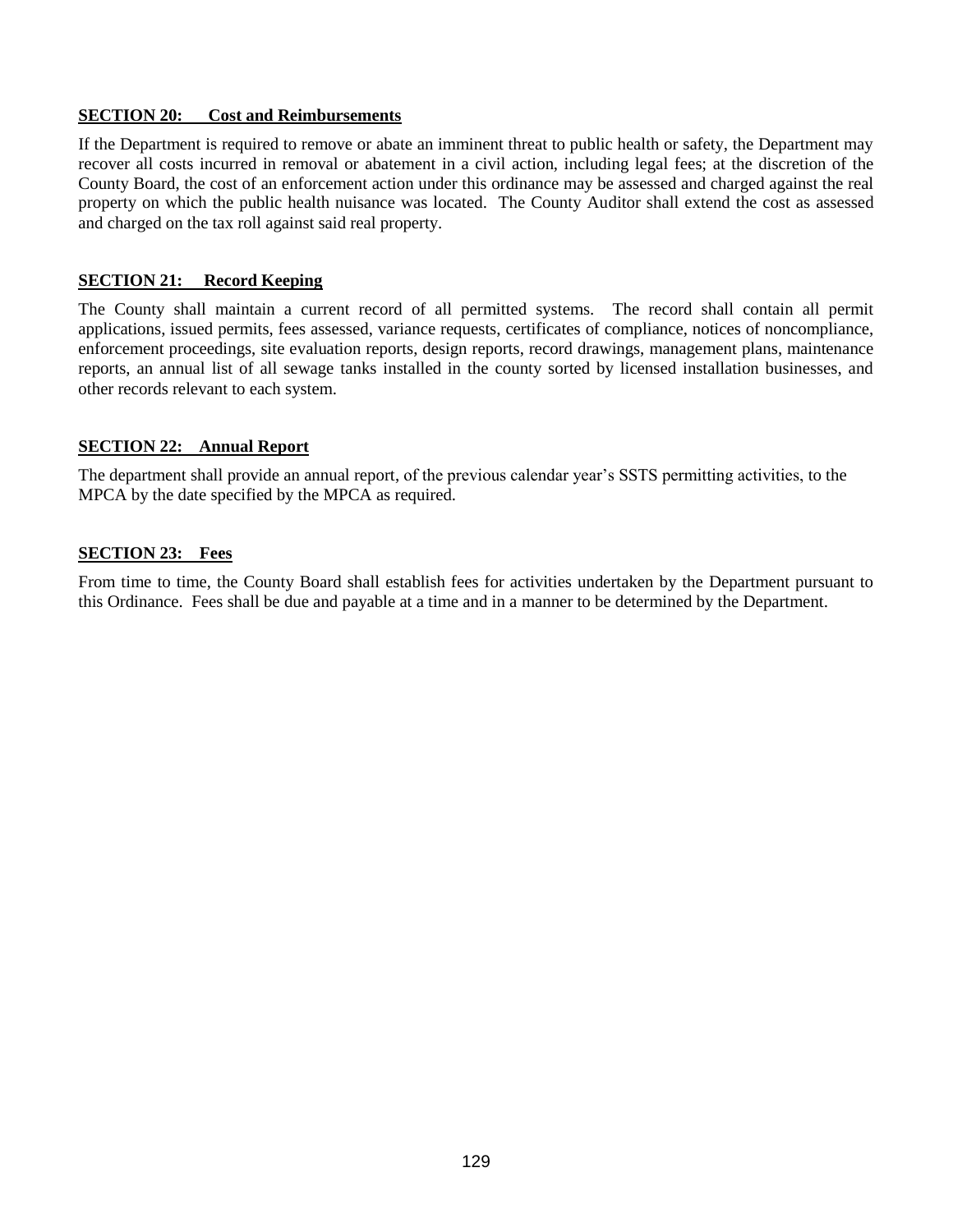## SECTION 20: Cost and Reimbursements

If the Department is required to remove or abate an imminent threat to public health or safety, the Department may recover all costs incurred in removal or abatement in a civil action, including legal fees; at the discretion of the County Board, the cost of an enforcement action under this ordinance may be assessed and charged against the real property on which the public health nuisance was located. The County Auditor shall extend the cost as assessed and charged on the tax roll against said real property.

## SECTION 21: Record Keeping

The County shall maintain a current record of all permitted systems. The record shall contain all permit applications, issued permits, fees assessed, variance requests, certificates of compliance, notices of noncompliance, enforcement proceedings, site evaluation reports, design reports, record drawings, management plans, maintenance reports, an annual list of all sewage tanks installed in the county sorted by licensed installation businesses, and other records relevant to each system.

## SECTION 22: Annual Report

The department shall provide an annual report, of the previous calendar year's SSTS permitting activities, to the MPCA by the date specified by the MPCA as required.

## SECTION 23: Fees

From time to time, the County Board shall establish fees for activities undertaken by the Department pursuant to this Ordinance. Fees shall be due and payable at a time and in a manner to be determined by the Department.